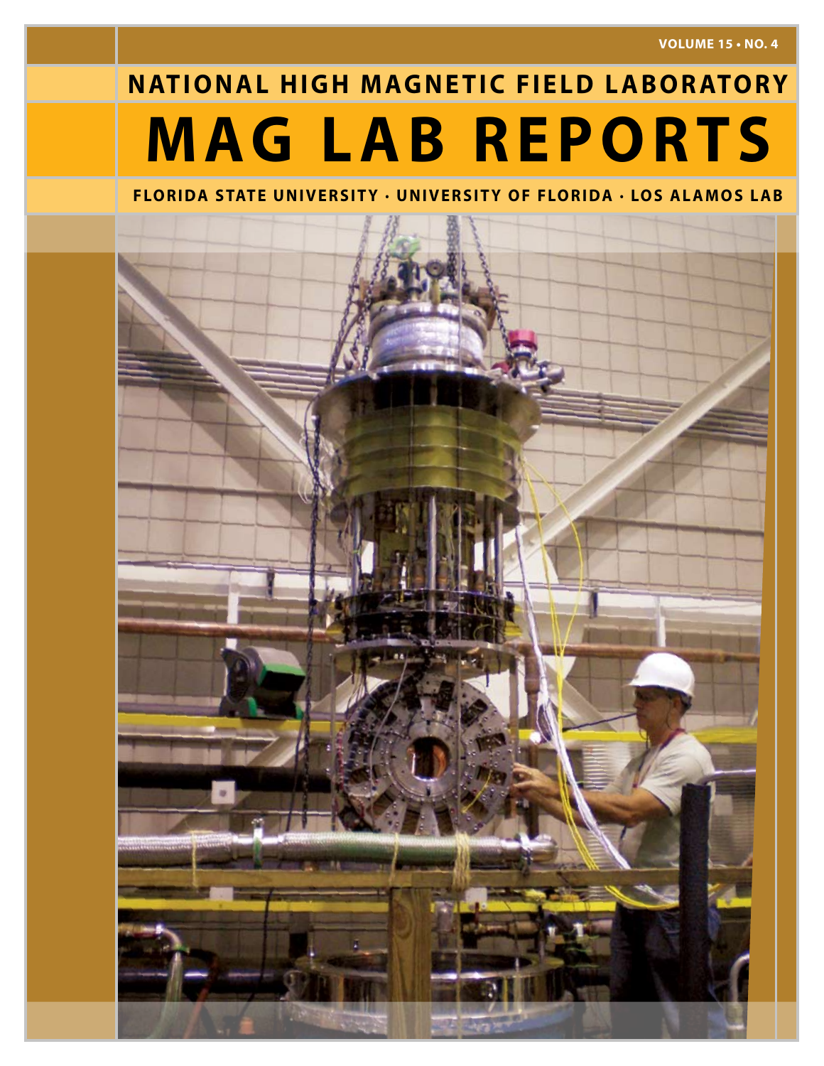VOLUME 15 • NO. 4

# NATIONAL HIGH MAGNETIC FIELD LABORATORY

# MAG LAB REPORTS

FLORIDA STATE UNIVERSITY · UNIVERSITY OF FLORIDA · LOS ALAMOS LAB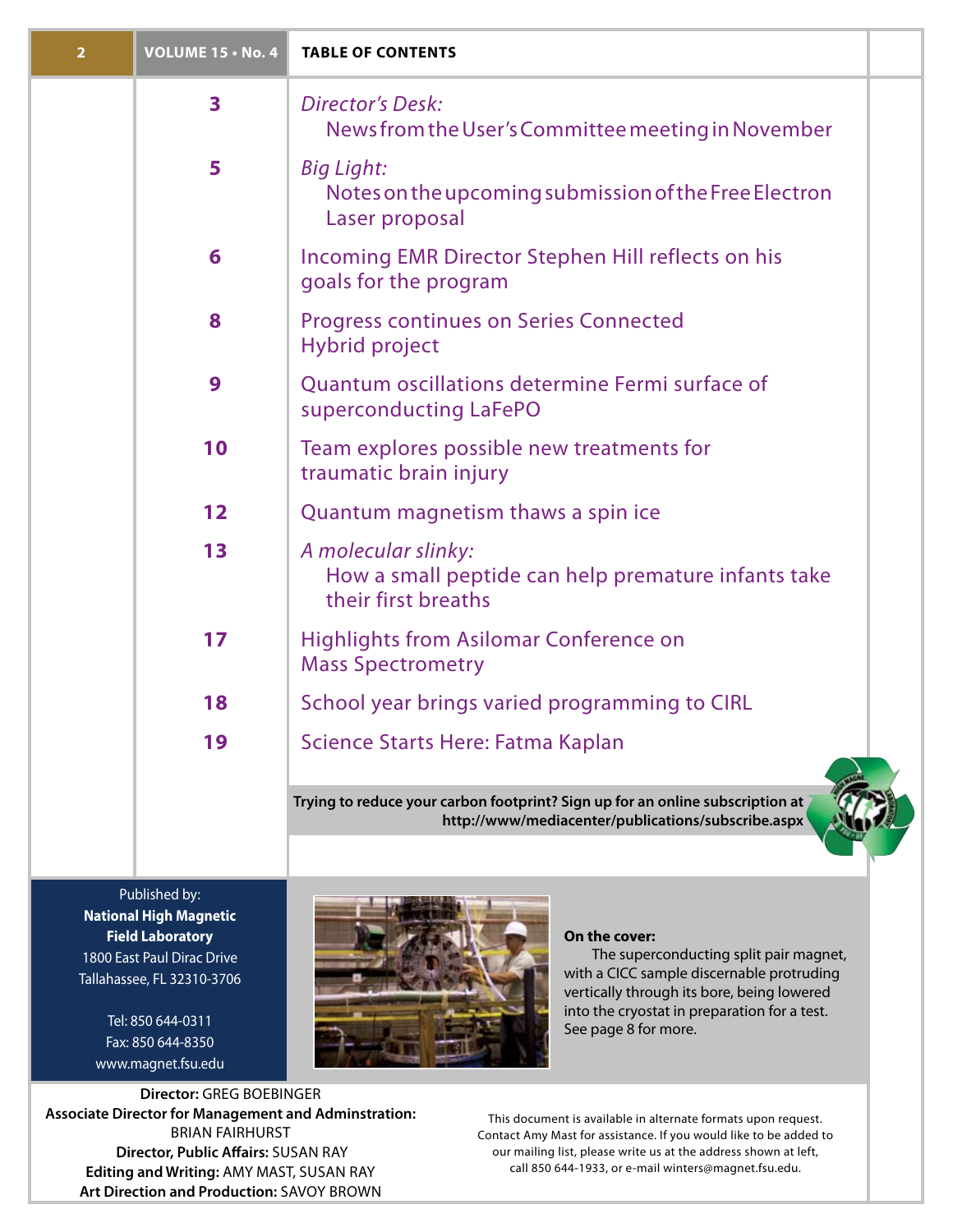## TABLE OF CONTENTS

| Page | Article |
|---|---|
| 3 | *Director's Desk:* News from the User's Committee meeting in November |
| 5 | *Big Light:* Notes on the upcoming submission of the Free Electron Laser proposal |
| 6 | Incoming EMR Director Stephen Hill reflects on his goals for the program |
| 8 | Progress continues on Series Connected Hybrid project |
| 9 | Quantum oscillations determine Fermi surface of superconducting LaFePO |
| 10 | Team explores possible new treatments for traumatic brain injury |
| 12 | Quantum magnetism thaws a spin ice |
| 13 | *A molecular slinky:* How a small peptide can help premature infants take their first breaths |
| 17 | Highlights from Asilomar Conference on Mass Spectrometry |
| 18 | School year brings varied programming to CIRL |
| 19 | Science Starts Here: Fatma Kaplan |

**Trying to reduce your carbon footprint? Sign up for an online subscription at http://www/mediacenter/publications/subscribe.aspx**

Published by:
**National High Magnetic Field Laboratory**
1800 East Paul Dirac Drive
Tallahassee, FL 32310-3706

Tel: 850 644-0311
Fax: 850 644-8350
www.magnet.fsu.edu

**On the cover:**
The superconducting split pair magnet, with a CICC sample discernable protruding vertically through its bore, being lowered into the cryostat in preparation for a test. See page 8 for more.

**Director:** GREG BOEBINGER
**Associate Director for Management and Adminstration:** BRIAN FAIRHURST
**Director, Public Affairs:** SUSAN RAY
**Editing and Writing:** AMY MAST, SUSAN RAY
**Art Direction and Production:** SAVOY BROWN

This document is available in alternate formats upon request. Contact Amy Mast for assistance. If you would like to be added to our mailing list, please write us at the address shown at left, call 850 644-1933, or e-mail winters@magnet.fsu.edu.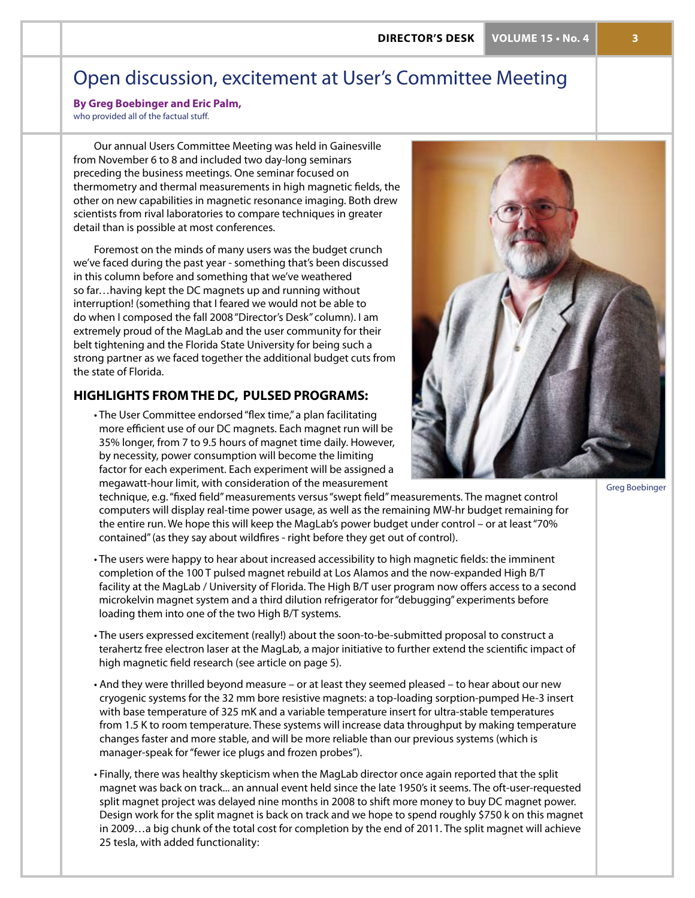# Open discussion, excitement at User's Committee Meeting

**By Greg Boebinger and Eric Palm,**
who provided all of the factual stuff.

Our annual Users Committee Meeting was held in Gainesville from November 6 to 8 and included two day-long seminars preceding the business meetings. One seminar focused on thermometry and thermal measurements in high magnetic fields, the other on new capabilities in magnetic resonance imaging. Both drew scientists from rival laboratories to compare techniques in greater detail than is possible at most conferences.

Foremost on the minds of many users was the budget crunch we've faced during the past year - something that's been discussed in this column before and something that we've weathered so far…having kept the DC magnets up and running without interruption! (something that I feared we would not be able to do when I composed the fall 2008 "Director's Desk" column). I am extremely proud of the MagLab and the user community for their belt tightening and the Florida State University for being such a strong partner as we faced together the additional budget cuts from the state of Florida.

Greg Boebinger

## HIGHLIGHTS FROM THE DC, PULSED PROGRAMS:

- The User Committee endorsed "flex time," a plan facilitating more efficient use of our DC magnets. Each magnet run will be 35% longer, from 7 to 9.5 hours of magnet time daily. However, by necessity, power consumption will become the limiting factor for each experiment. Each experiment will be assigned a megawatt-hour limit, with consideration of the measurement technique, e.g. "fixed field" measurements versus "swept field" measurements. The magnet control computers will display real-time power usage, as well as the remaining MW-hr budget remaining for the entire run. We hope this will keep the MagLab's power budget under control – or at least "70% contained" (as they say about wildfires - right before they get out of control).
- The users were happy to hear about increased accessibility to high magnetic fields: the imminent completion of the 100 T pulsed magnet rebuild at Los Alamos and the now-expanded High B/T facility at the MagLab / University of Florida. The High B/T user program now offers access to a second microkelvin magnet system and a third dilution refrigerator for "debugging" experiments before loading them into one of the two High B/T systems.
- The users expressed excitement (really!) about the soon-to-be-submitted proposal to construct a terahertz free electron laser at the MagLab, a major initiative to further extend the scientific impact of high magnetic field research (see article on page 5).
- And they were thrilled beyond measure – or at least they seemed pleased – to hear about our new cryogenic systems for the 32 mm bore resistive magnets: a top-loading sorption-pumped He-3 insert with base temperature of 325 mK and a variable temperature insert for ultra-stable temperatures from 1.5 K to room temperature. These systems will increase data throughput by making temperature changes faster and more stable, and will be more reliable than our previous systems (which is manager-speak for "fewer ice plugs and frozen probes").
- Finally, there was healthy skepticism when the MagLab director once again reported that the split magnet was back on track... an annual event held since the late 1950's it seems. The oft-user-requested split magnet project was delayed nine months in 2008 to shift more money to buy DC magnet power. Design work for the split magnet is back on track and we hope to spend roughly $750 k on this magnet in 2009…a big chunk of the total cost for completion by the end of 2011. The split magnet will achieve 25 tesla, with added functionality: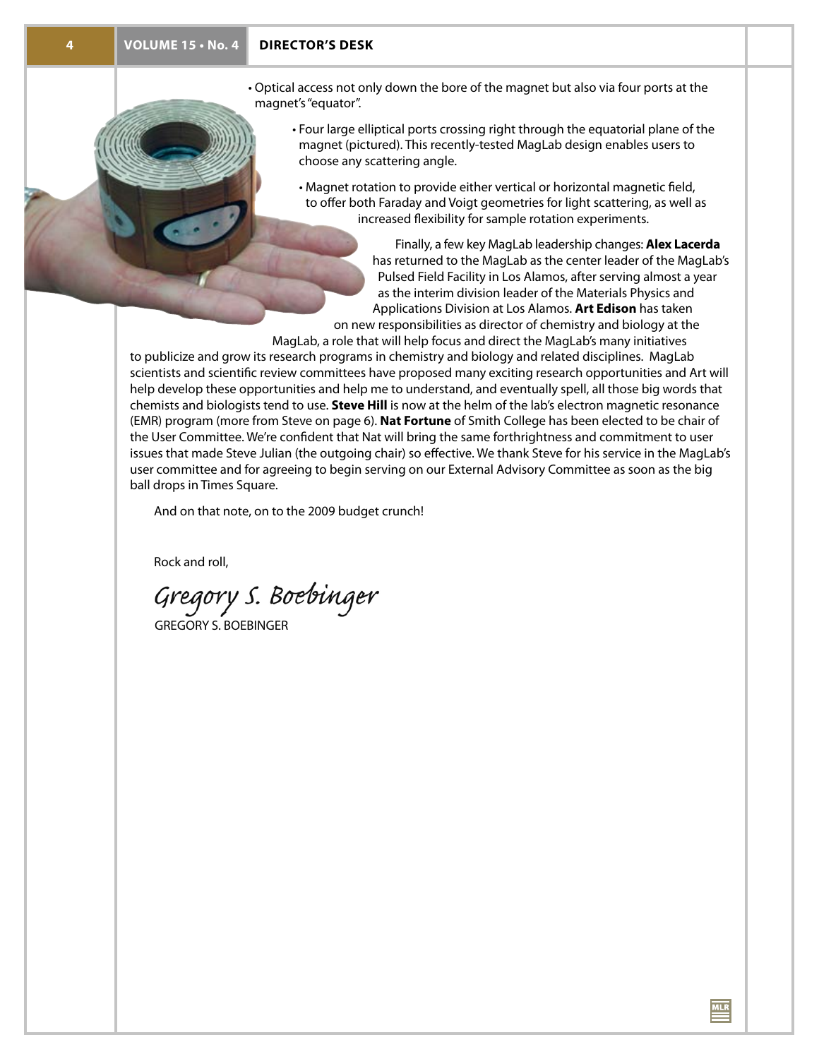- Optical access not only down the bore of the magnet but also via four ports at the magnet's "equator".
  - Four large elliptical ports crossing right through the equatorial plane of the magnet (pictured). This recently-tested MagLab design enables users to choose any scattering angle.
  - Magnet rotation to provide either vertical or horizontal magnetic field, to offer both Faraday and Voigt geometries for light scattering, as well as increased flexibility for sample rotation experiments.

Finally, a few key MagLab leadership changes: **Alex Lacerda** has returned to the MagLab as the center leader of the MagLab's Pulsed Field Facility in Los Alamos, after serving almost a year as the interim division leader of the Materials Physics and Applications Division at Los Alamos. **Art Edison** has taken on new responsibilities as director of chemistry and biology at the MagLab, a role that will help focus and direct the MagLab's many initiatives to publicize and grow its research programs in chemistry and biology and related disciplines. MagLab scientists and scientific review committees have proposed many exciting research opportunities and Art will help develop these opportunities and help me to understand, and eventually spell, all those big words that chemists and biologists tend to use. **Steve Hill** is now at the helm of the lab's electron magnetic resonance (EMR) program (more from Steve on page 6). **Nat Fortune** of Smith College has been elected to be chair of the User Committee. We're confident that Nat will bring the same forthrightness and commitment to user issues that made Steve Julian (the outgoing chair) so effective. We thank Steve for his service in the MagLab's user committee and for agreeing to begin serving on our External Advisory Committee as soon as the big ball drops in Times Square.

And on that note, on to the 2009 budget crunch!

Rock and roll,

*Gregory S. Boebinger*

GREGORY S. BOEBINGER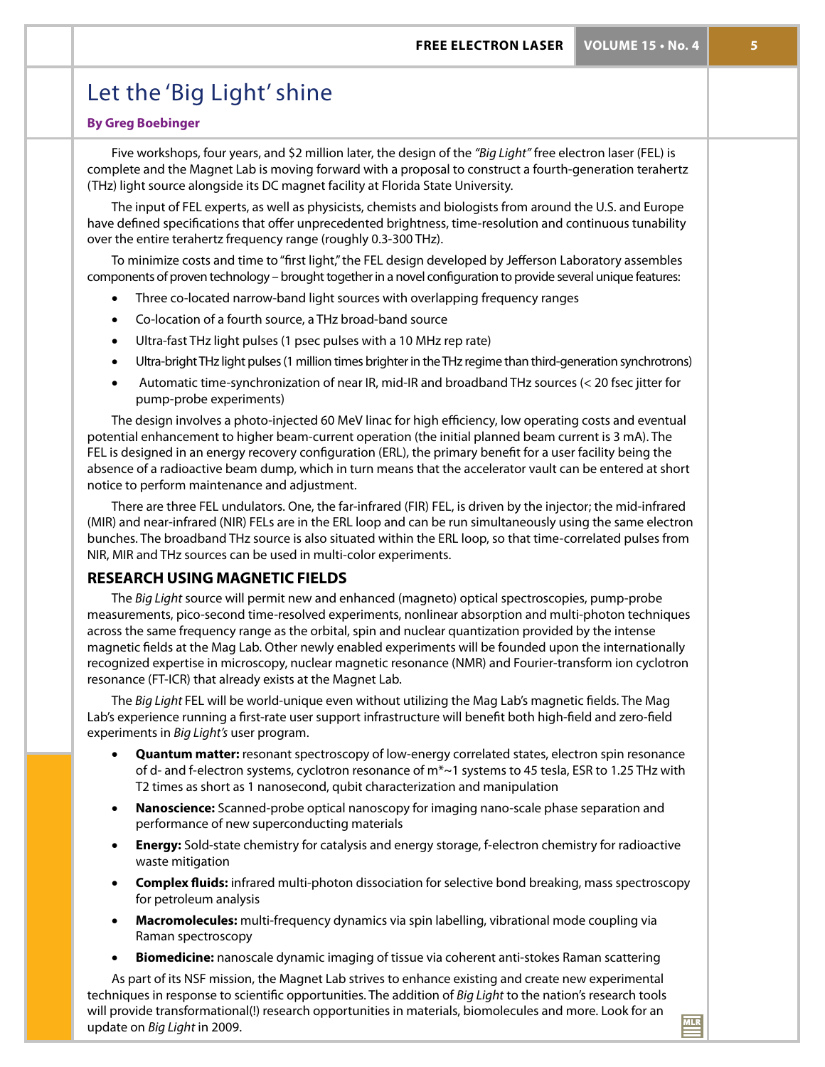# Let the 'Big Light' shine

**By Greg Boebinger**

Five workshops, four years, and $2 million later, the design of the *"Big Light"* free electron laser (FEL) is complete and the Magnet Lab is moving forward with a proposal to construct a fourth-generation terahertz (THz) light source alongside its DC magnet facility at Florida State University.

The input of FEL experts, as well as physicists, chemists and biologists from around the U.S. and Europe have defined specifications that offer unprecedented brightness, time-resolution and continuous tunability over the entire terahertz frequency range (roughly 0.3-300 THz).

To minimize costs and time to "first light," the FEL design developed by Jefferson Laboratory assembles components of proven technology – brought together in a novel configuration to provide several unique features:

- Three co-located narrow-band light sources with overlapping frequency ranges
- Co-location of a fourth source, a THz broad-band source
- Ultra-fast THz light pulses (1 psec pulses with a 10 MHz rep rate)
- Ultra-bright THz light pulses (1 million times brighter in the THz regime than third-generation synchrotrons)
- Automatic time-synchronization of near IR, mid-IR and broadband THz sources (< 20 fsec jitter for pump-probe experiments)

The design involves a photo-injected 60 MeV linac for high efficiency, low operating costs and eventual potential enhancement to higher beam-current operation (the initial planned beam current is 3 mA). The FEL is designed in an energy recovery configuration (ERL), the primary benefit for a user facility being the absence of a radioactive beam dump, which in turn means that the accelerator vault can be entered at short notice to perform maintenance and adjustment.

There are three FEL undulators. One, the far-infrared (FIR) FEL, is driven by the injector; the mid-infrared (MIR) and near-infrared (NIR) FELs are in the ERL loop and can be run simultaneously using the same electron bunches. The broadband THz source is also situated within the ERL loop, so that time-correlated pulses from NIR, MIR and THz sources can be used in multi-color experiments.

## RESEARCH USING MAGNETIC FIELDS

The *Big Light* source will permit new and enhanced (magneto) optical spectroscopies, pump-probe measurements, pico-second time-resolved experiments, nonlinear absorption and multi-photon techniques across the same frequency range as the orbital, spin and nuclear quantization provided by the intense magnetic fields at the Mag Lab. Other newly enabled experiments will be founded upon the internationally recognized expertise in microscopy, nuclear magnetic resonance (NMR) and Fourier-transform ion cyclotron resonance (FT-ICR) that already exists at the Magnet Lab.

The *Big Light* FEL will be world-unique even without utilizing the Mag Lab's magnetic fields. The Mag Lab's experience running a first-rate user support infrastructure will benefit both high-field and zero-field experiments in *Big Light's* user program.

- **Quantum matter:** resonant spectroscopy of low-energy correlated states, electron spin resonance of d- and f-electron systems, cyclotron resonance of $m^*\sim1$ systems to 45 tesla, ESR to 1.25 THz with T2 times as short as 1 nanosecond, qubit characterization and manipulation
- **Nanoscience:** Scanned-probe optical nanoscopy for imaging nano-scale phase separation and performance of new superconducting materials
- **Energy:** Sold-state chemistry for catalysis and energy storage, f-electron chemistry for radioactive waste mitigation
- **Complex fluids:** infrared multi-photon dissociation for selective bond breaking, mass spectroscopy for petroleum analysis
- **Macromolecules:** multi-frequency dynamics via spin labelling, vibrational mode coupling via Raman spectroscopy
- **Biomedicine:** nanoscale dynamic imaging of tissue via coherent anti-stokes Raman scattering

As part of its NSF mission, the Magnet Lab strives to enhance existing and create new experimental techniques in response to scientific opportunities. The addition of *Big Light* to the nation's research tools will provide transformational(!) research opportunities in materials, biomolecules and more. Look for an update on *Big Light* in 2009.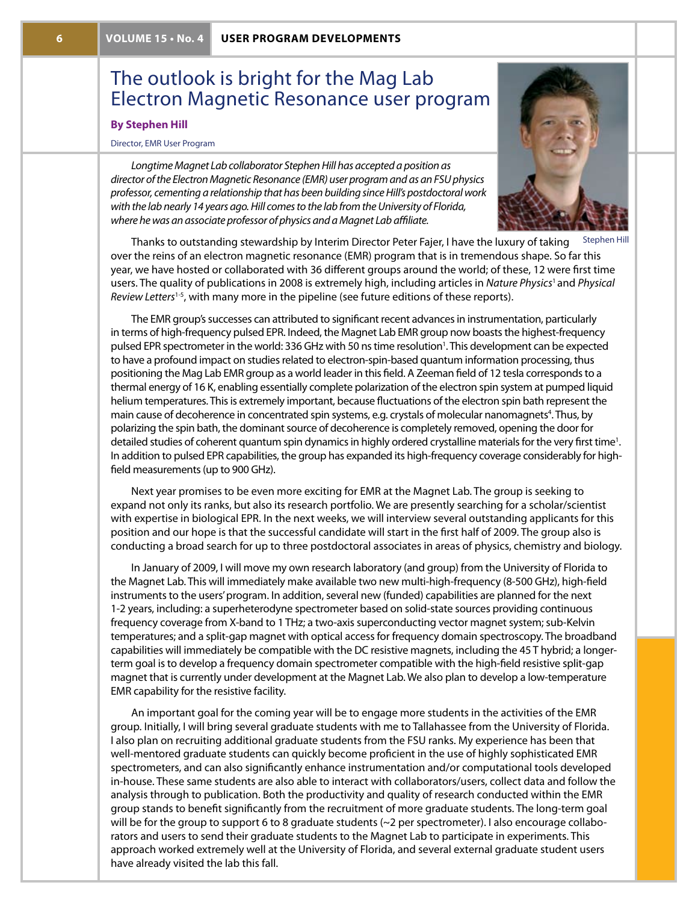# The outlook is bright for the Mag Lab Electron Magnetic Resonance user program

**By Stephen Hill**

Director, EMR User Program

*Longtime Magnet Lab collaborator Stephen Hill has accepted a position as director of the Electron Magnetic Resonance (EMR) user program and as an FSU physics professor, cementing a relationship that has been building since Hill's postdoctoral work with the lab nearly 14 years ago. Hill comes to the lab from the University of Florida, where he was an associate professor of physics and a Magnet Lab affiliate.*

Stephen Hill

Thanks to outstanding stewardship by Interim Director Peter Fajer, I have the luxury of taking over the reins of an electron magnetic resonance (EMR) program that is in tremendous shape. So far this year, we have hosted or collaborated with 36 different groups around the world; of these, 12 were first time users. The quality of publications in 2008 is extremely high, including articles in *Nature Physics*[1] and *Physical Review Letters*[1-5], with many more in the pipeline (see future editions of these reports).

The EMR group's successes can attributed to significant recent advances in instrumentation, particularly in terms of high-frequency pulsed EPR. Indeed, the Magnet Lab EMR group now boasts the highest-frequency pulsed EPR spectrometer in the world: 336 GHz with 50 ns time resolution[1]. This development can be expected to have a profound impact on studies related to electron-spin-based quantum information processing, thus positioning the Mag Lab EMR group as a world leader in this field. A Zeeman field of 12 tesla corresponds to a thermal energy of 16 K, enabling essentially complete polarization of the electron spin system at pumped liquid helium temperatures. This is extremely important, because fluctuations of the electron spin bath represent the main cause of decoherence in concentrated spin systems, e.g. crystals of molecular nanomagnets[4]. Thus, by polarizing the spin bath, the dominant source of decoherence is completely removed, opening the door for detailed studies of coherent quantum spin dynamics in highly ordered crystalline materials for the very first time[1]. In addition to pulsed EPR capabilities, the group has expanded its high-frequency coverage considerably for high-field measurements (up to 900 GHz).

Next year promises to be even more exciting for EMR at the Magnet Lab. The group is seeking to expand not only its ranks, but also its research portfolio. We are presently searching for a scholar/scientist with expertise in biological EPR. In the next weeks, we will interview several outstanding applicants for this position and our hope is that the successful candidate will start in the first half of 2009. The group also is conducting a broad search for up to three postdoctoral associates in areas of physics, chemistry and biology.

In January of 2009, I will move my own research laboratory (and group) from the University of Florida to the Magnet Lab. This will immediately make available two new multi-high-frequency (8-500 GHz), high-field instruments to the users' program. In addition, several new (funded) capabilities are planned for the next 1-2 years, including: a superheterodyne spectrometer based on solid-state sources providing continuous frequency coverage from X-band to 1 THz; a two-axis superconducting vector magnet system; sub-Kelvin temperatures; and a split-gap magnet with optical access for frequency domain spectroscopy. The broadband capabilities will immediately be compatible with the DC resistive magnets, including the 45 T hybrid; a longer-term goal is to develop a frequency domain spectrometer compatible with the high-field resistive split-gap magnet that is currently under development at the Magnet Lab. We also plan to develop a low-temperature EMR capability for the resistive facility.

An important goal for the coming year will be to engage more students in the activities of the EMR group. Initially, I will bring several graduate students with me to Tallahassee from the University of Florida. I also plan on recruiting additional graduate students from the FSU ranks. My experience has been that well-mentored graduate students can quickly become proficient in the use of highly sophisticated EMR spectrometers, and can also significantly enhance instrumentation and/or computational tools developed in-house. These same students are also able to interact with collaborators/users, collect data and follow the analysis through to publication. Both the productivity and quality of research conducted within the EMR group stands to benefit significantly from the recruitment of more graduate students. The long-term goal will be for the group to support 6 to 8 graduate students (~2 per spectrometer). I also encourage collaborators and users to send their graduate students to the Magnet Lab to participate in experiments. This approach worked extremely well at the University of Florida, and several external graduate student users have already visited the lab this fall.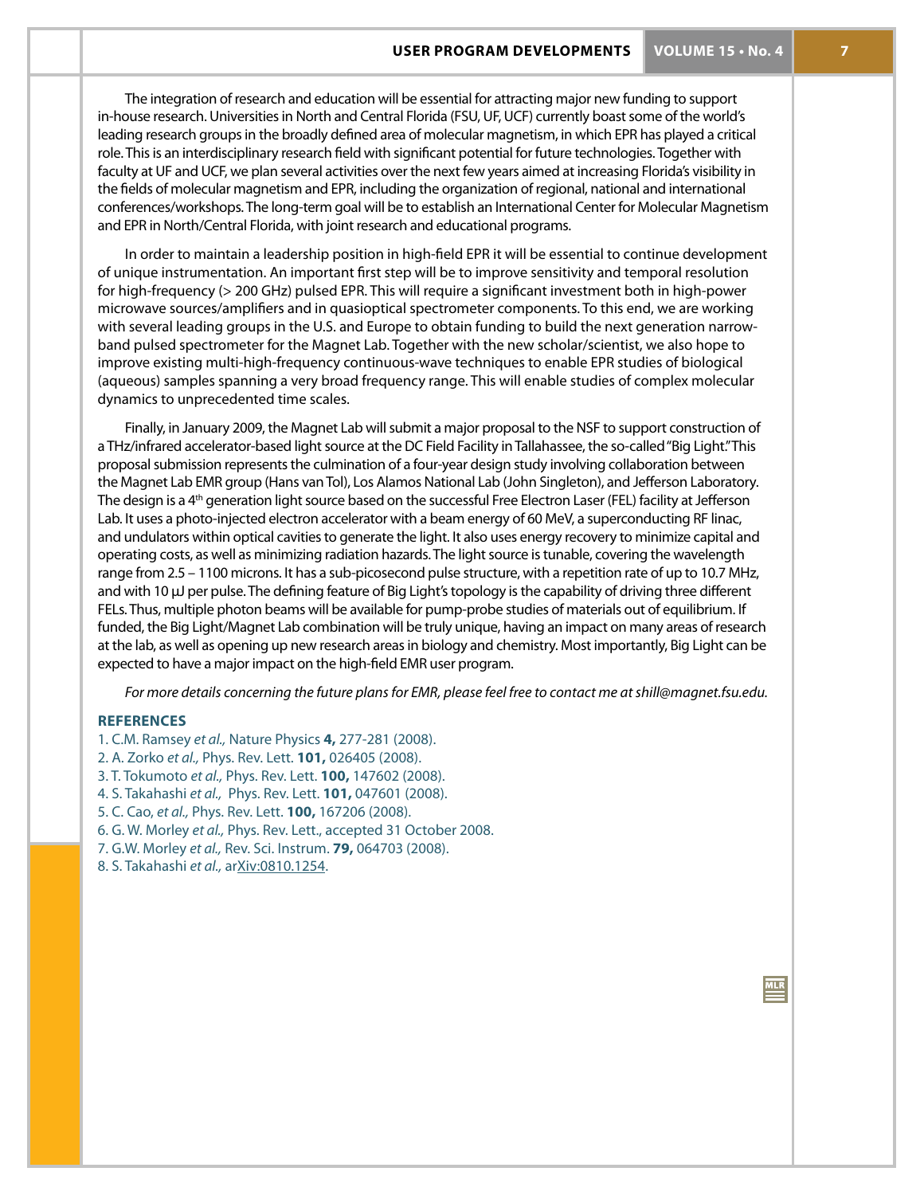The integration of research and education will be essential for attracting major new funding to support in-house research. Universities in North and Central Florida (FSU, UF, UCF) currently boast some of the world's leading research groups in the broadly defined area of molecular magnetism, in which EPR has played a critical role. This is an interdisciplinary research field with significant potential for future technologies. Together with faculty at UF and UCF, we plan several activities over the next few years aimed at increasing Florida's visibility in the fields of molecular magnetism and EPR, including the organization of regional, national and international conferences/workshops. The long-term goal will be to establish an International Center for Molecular Magnetism and EPR in North/Central Florida, with joint research and educational programs.

In order to maintain a leadership position in high-field EPR it will be essential to continue development of unique instrumentation. An important first step will be to improve sensitivity and temporal resolution for high-frequency (> 200 GHz) pulsed EPR. This will require a significant investment both in high-power microwave sources/amplifiers and in quasioptical spectrometer components. To this end, we are working with several leading groups in the U.S. and Europe to obtain funding to build the next generation narrow-band pulsed spectrometer for the Magnet Lab. Together with the new scholar/scientist, we also hope to improve existing multi-high-frequency continuous-wave techniques to enable EPR studies of biological (aqueous) samples spanning a very broad frequency range. This will enable studies of complex molecular dynamics to unprecedented time scales.

Finally, in January 2009, the Magnet Lab will submit a major proposal to the NSF to support construction of a THz/infrared accelerator-based light source at the DC Field Facility in Tallahassee, the so-called "Big Light." This proposal submission represents the culmination of a four-year design study involving collaboration between the Magnet Lab EMR group (Hans van Tol), Los Alamos National Lab (John Singleton), and Jefferson Laboratory. The design is a 4th generation light source based on the successful Free Electron Laser (FEL) facility at Jefferson Lab. It uses a photo-injected electron accelerator with a beam energy of 60 MeV, a superconducting RF linac, and undulators within optical cavities to generate the light. It also uses energy recovery to minimize capital and operating costs, as well as minimizing radiation hazards. The light source is tunable, covering the wavelength range from 2.5 – 1100 microns. It has a sub-picosecond pulse structure, with a repetition rate of up to 10.7 MHz, and with 10 μJ per pulse. The defining feature of Big Light's topology is the capability of driving three different FELs. Thus, multiple photon beams will be available for pump-probe studies of materials out of equilibrium. If funded, the Big Light/Magnet Lab combination will be truly unique, having an impact on many areas of research at the lab, as well as opening up new research areas in biology and chemistry. Most importantly, Big Light can be expected to have a major impact on the high-field EMR user program.

*For more details concerning the future plans for EMR, please feel free to contact me at shill@magnet.fsu.edu.*

## REFERENCES

1. C.M. Ramsey *et al.,* Nature Physics **4,** 277-281 (2008).
2. A. Zorko *et al.,* Phys. Rev. Lett. **101,** 026405 (2008).
3. T. Tokumoto *et al.,* Phys. Rev. Lett. **100,** 147602 (2008).
4. S. Takahashi *et al.,* Phys. Rev. Lett. **101,** 047601 (2008).
5. C. Cao, *et al.,* Phys. Rev. Lett. **100,** 167206 (2008).
6. G. W. Morley *et al.,* Phys. Rev. Lett., accepted 31 October 2008.
7. G.W. Morley *et al.,* Rev. Sci. Instrum. **79,** 064703 (2008).
8. S. Takahashi *et al.,* arXiv:0810.1254.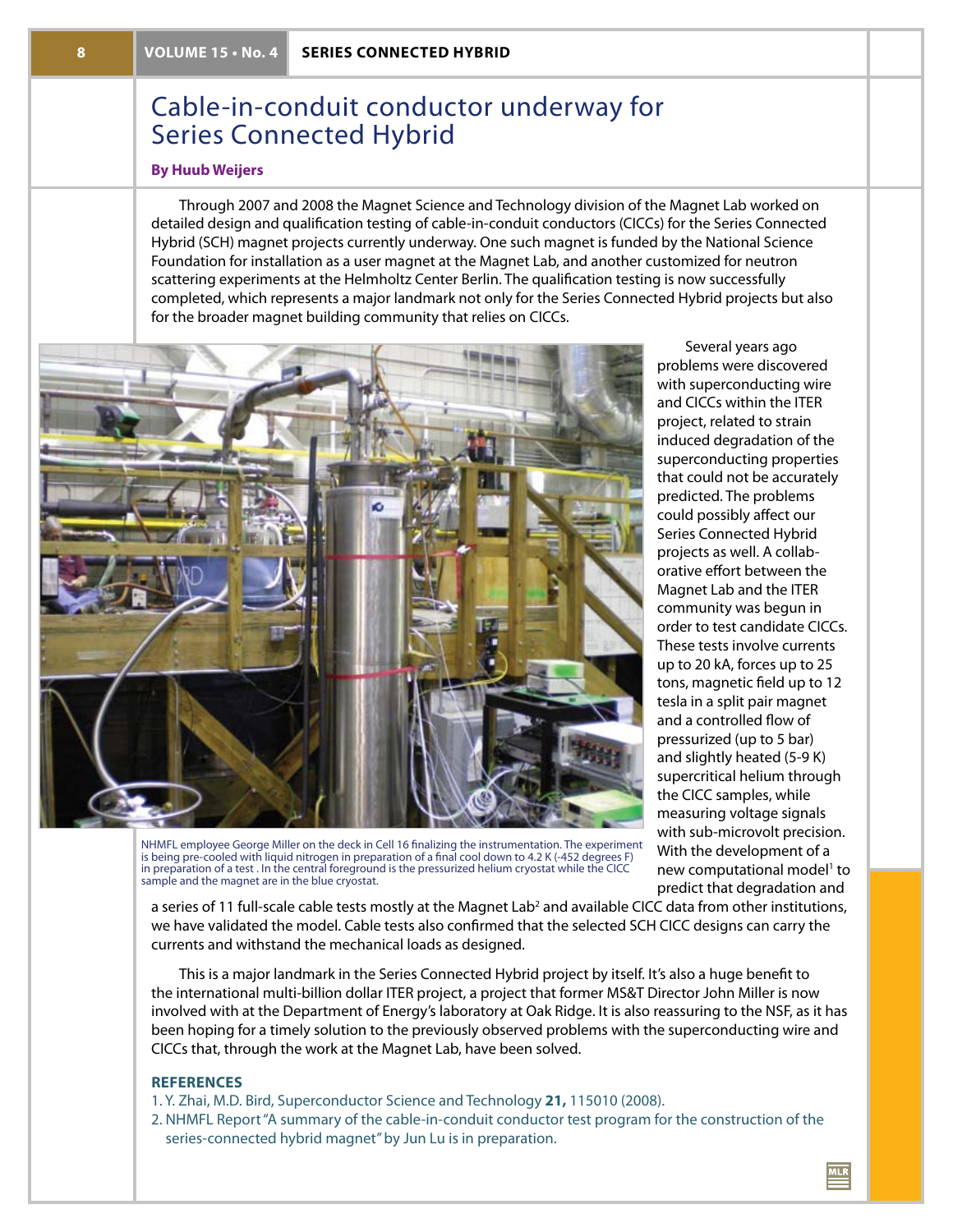# Cable-in-conduit conductor underway for Series Connected Hybrid

**By Huub Weijers**

Through 2007 and 2008 the Magnet Science and Technology division of the Magnet Lab worked on detailed design and qualification testing of cable-in-conduit conductors (CICCs) for the Series Connected Hybrid (SCH) magnet projects currently underway. One such magnet is funded by the National Science Foundation for installation as a user magnet at the Magnet Lab, and another customized for neutron scattering experiments at the Helmholtz Center Berlin. The qualification testing is now successfully completed, which represents a major landmark not only for the Series Connected Hybrid projects but also for the broader magnet building community that relies on CICCs.

NHMFL employee George Miller on the deck in Cell 16 finalizing the instrumentation. The experiment is being pre-cooled with liquid nitrogen in preparation of a final cool down to 4.2 K (-452 degrees F) in preparation of a test . In the central foreground is the pressurized helium cryostat while the CICC sample and the magnet are in the blue cryostat.

Several years ago problems were discovered with superconducting wire and CICCs within the ITER project, related to strain induced degradation of the superconducting properties that could not be accurately predicted. The problems could possibly affect our Series Connected Hybrid projects as well. A collaborative effort between the Magnet Lab and the ITER community was begun in order to test candidate CICCs. These tests involve currents up to 20 kA, forces up to 25 tons, magnetic field up to 12 tesla in a split pair magnet and a controlled flow of pressurized (up to 5 bar) and slightly heated (5-9 K) supercritical helium through the CICC samples, while measuring voltage signals with sub-microvolt precision. With the development of a new computational model[1] to predict that degradation and a series of 11 full-scale cable tests mostly at the Magnet Lab[2] and available CICC data from other institutions, we have validated the model. Cable tests also confirmed that the selected SCH CICC designs can carry the currents and withstand the mechanical loads as designed.

This is a major landmark in the Series Connected Hybrid project by itself. It's also a huge benefit to the international multi-billion dollar ITER project, a project that former MS&T Director John Miller is now involved with at the Department of Energy's laboratory at Oak Ridge. It is also reassuring to the NSF, as it has been hoping for a timely solution to the previously observed problems with the superconducting wire and CICCs that, through the work at the Magnet Lab, have been solved.

## REFERENCES

1. Y. Zhai, M.D. Bird, Superconductor Science and Technology **21,** 115010 (2008).
2. NHMFL Report "A summary of the cable-in-conduit conductor test program for the construction of the series-connected hybrid magnet" by Jun Lu is in preparation.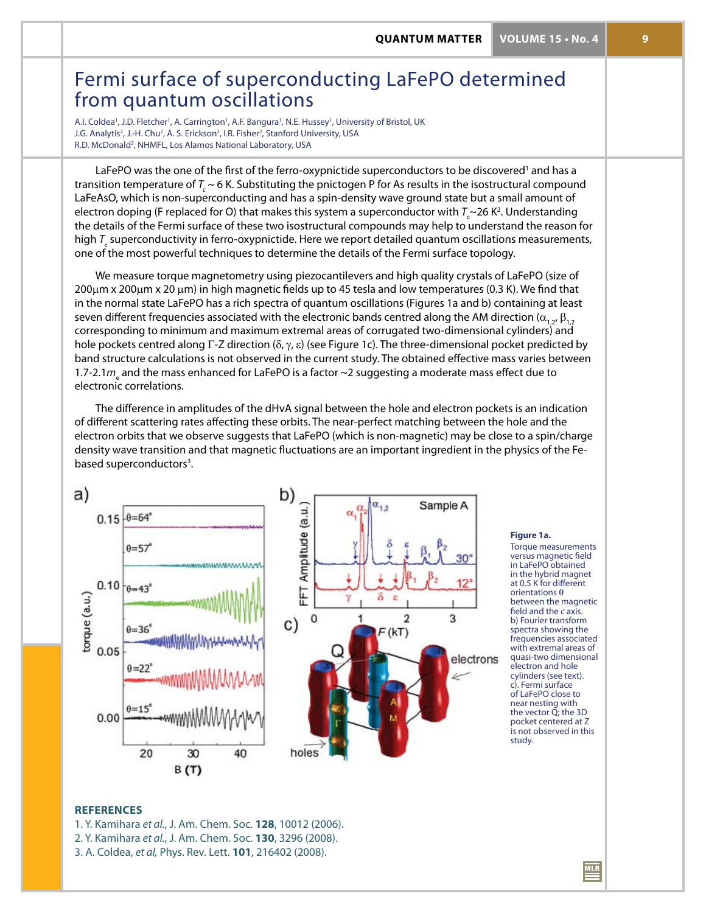# Fermi surface of superconducting LaFePO determined from quantum oscillations

A.I. Coldea[1], J.D. Fletcher[1], A. Carrington[1], A.F. Bangura[1], N.E. Hussey[1], University of Bristol, UK
J.G. Analytis[2], J.-H. Chu[2], A. S. Erickson[2], I.R. Fisher[2], Stanford University, USA
R.D. McDonald[3], NHMFL, Los Alamos National Laboratory, USA

LaFePO was the one of the first of the ferro-oxypnictide superconductors to be discovered[1] and has a transition temperature of $T_c \sim 6$ K. Substituting the pnictogen P for As results in the isostructural compound LaFeAsO, which is non-superconducting and has a spin-density wave ground state but a small amount of electron doping (F replaced for O) that makes this system a superconductor with $T_c \sim 26$ K[2]. Understanding the details of the Fermi surface of these two isostructural compounds may help to understand the reason for high $T_c$ superconductivity in ferro-oxypnictide. Here we report detailed quantum oscillations measurements, one of the most powerful techniques to determine the details of the Fermi surface topology.

We measure torque magnetometry using piezocantilevers and high quality crystals of LaFePO (size of 200μm x 200μm x 20 μm) in high magnetic fields up to 45 tesla and low temperatures (0.3 K). We find that in the normal state LaFePO has a rich spectra of quantum oscillations (Figures 1a and b) containing at least seven different frequencies associated with the electronic bands centred along the AM direction ($\alpha_{1,2}$, $\beta_{1,2}$ corresponding to minimum and maximum extremal areas of corrugated two-dimensional cylinders) and hole pockets centred along Γ-Z direction (δ, γ, ε) (see Figure 1c). The three-dimensional pocket predicted by band structure calculations is not observed in the current study. The obtained effective mass varies between 1.7-2.1$m_e$ and the mass enhanced for LaFePO is a factor ~2 suggesting a moderate mass effect due to electronic correlations.

The difference in amplitudes of the dHvA signal between the hole and electron pockets is an indication of different scattering rates affecting these orbits. The near-perfect matching between the hole and the electron orbits that we observe suggests that LaFePO (which is non-magnetic) may be close to a spin/charge density wave transition and that magnetic fluctuations are an important ingredient in the physics of the Fe-based superconductors[3].

**Figure 1a.** Torque measurements versus magnetic field in LaFePO obtained in the hybrid magnet at 0.5 K for different orientations θ between the magnetic field and the *c* axis. b) Fourier transform spectra showing the frequencies associated with extremal areas of quasi-two dimensional electron and hole cylinders (see text). c). Fermi surface of LaFePO close to near nesting with the vector Q; the 3D pocket centered at Z is not observed in this study.

## REFERENCES

1. Y. Kamihara *et al.*, J. Am. Chem. Soc. **128**, 10012 (2006).
2. Y. Kamihara *et al.*, J. Am. Chem. Soc. **130**, 3296 (2008).
3. A. Coldea, *et al*, Phys. Rev. Lett. **101**, 216402 (2008).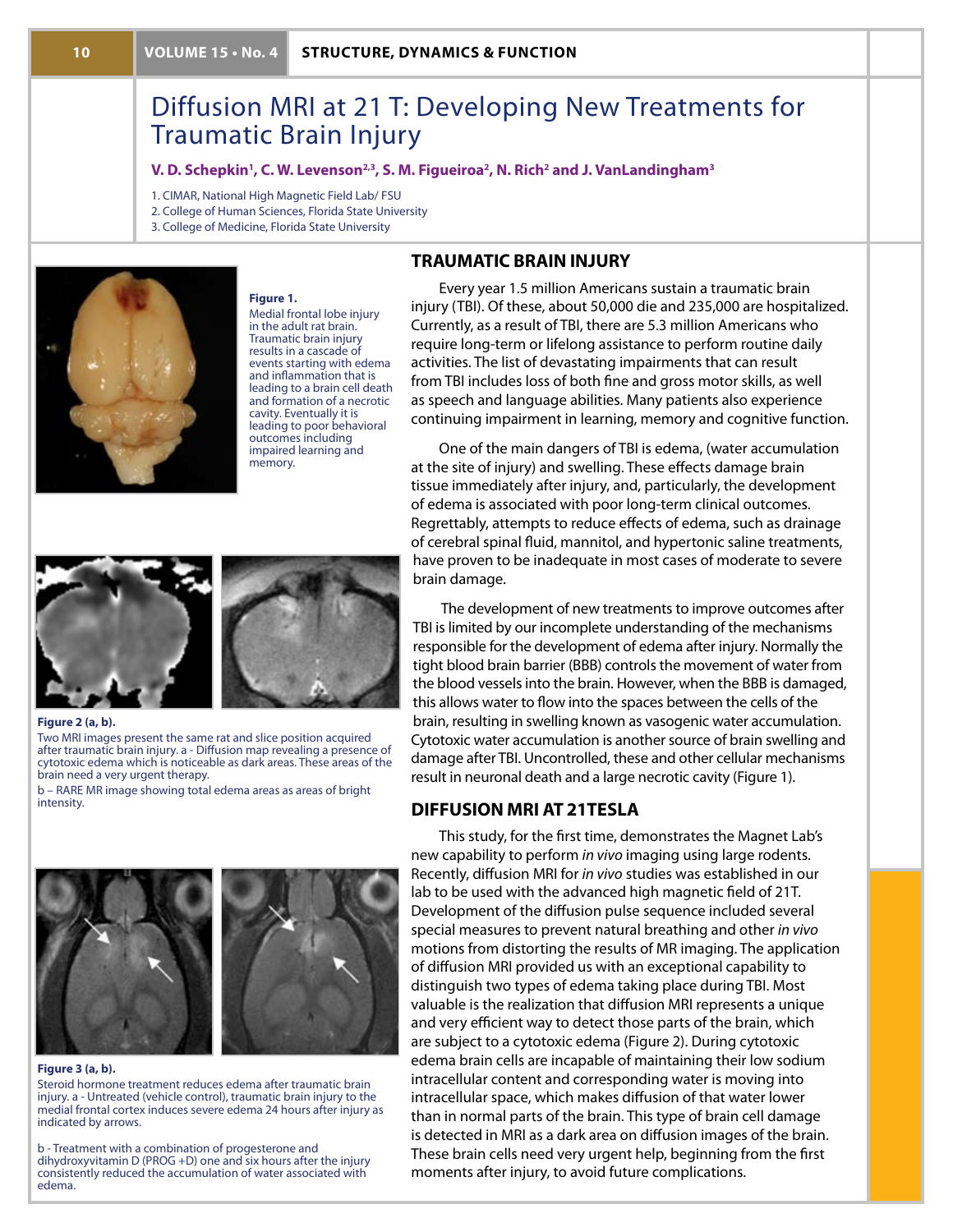# Diffusion MRI at 21 T: Developing New Treatments for Traumatic Brain Injury

**V. D. Schepkin[1], C. W. Levenson[2,3], S. M. Figueiroa[2], N. Rich[2] and J. VanLandingham[3]**

1. CIMAR, National High Magnetic Field Lab/ FSU
2. College of Human Sciences, Florida State University
3. College of Medicine, Florida State University

**Figure 1.**
Medial frontal lobe injury in the adult rat brain. Traumatic brain injury results in a cascade of events starting with edema and inflammation that is leading to a brain cell death and formation of a necrotic cavity. Eventually it is leading to poor behavioral outcomes including impaired learning and memory.

**Figure 2 (a, b).**
Two MRI images present the same rat and slice position acquired after traumatic brain injury. a - Diffusion map revealing a presence of cytotoxic edema which is noticeable as dark areas. These areas of the brain need a very urgent therapy.
b – RARE MR image showing total edema areas as areas of bright intensity.

**Figure 3 (a, b).**
Steroid hormone treatment reduces edema after traumatic brain injury. a - Untreated (vehicle control), traumatic brain injury to the medial frontal cortex induces severe edema 24 hours after injury as indicated by arrows.

b - Treatment with a combination of progesterone and dihydroxyvitamin D (PROG +D) one and six hours after the injury consistently reduced the accumulation of water associated with edema.

## TRAUMATIC BRAIN INJURY

Every year 1.5 million Americans sustain a traumatic brain injury (TBI). Of these, about 50,000 die and 235,000 are hospitalized. Currently, as a result of TBI, there are 5.3 million Americans who require long-term or lifelong assistance to perform routine daily activities. The list of devastating impairments that can result from TBI includes loss of both fine and gross motor skills, as well as speech and language abilities. Many patients also experience continuing impairment in learning, memory and cognitive function.

One of the main dangers of TBI is edema, (water accumulation at the site of injury) and swelling. These effects damage brain tissue immediately after injury, and, particularly, the development of edema is associated with poor long-term clinical outcomes. Regrettably, attempts to reduce effects of edema, such as drainage of cerebral spinal fluid, mannitol, and hypertonic saline treatments, have proven to be inadequate in most cases of moderate to severe brain damage.

The development of new treatments to improve outcomes after TBI is limited by our incomplete understanding of the mechanisms responsible for the development of edema after injury. Normally the tight blood brain barrier (BBB) controls the movement of water from the blood vessels into the brain. However, when the BBB is damaged, this allows water to flow into the spaces between the cells of the brain, resulting in swelling known as vasogenic water accumulation. Cytotoxic water accumulation is another source of brain swelling and damage after TBI. Uncontrolled, these and other cellular mechanisms result in neuronal death and a large necrotic cavity (Figure 1).

## DIFFUSION MRI AT 21TESLA

This study, for the first time, demonstrates the Magnet Lab's new capability to perform *in vivo* imaging using large rodents. Recently, diffusion MRI for *in vivo* studies was established in our lab to be used with the advanced high magnetic field of 21T. Development of the diffusion pulse sequence included several special measures to prevent natural breathing and other *in vivo* motions from distorting the results of MR imaging. The application of diffusion MRI provided us with an exceptional capability to distinguish two types of edema taking place during TBI. Most valuable is the realization that diffusion MRI represents a unique and very efficient way to detect those parts of the brain, which are subject to a cytotoxic edema (Figure 2). During cytotoxic edema brain cells are incapable of maintaining their low sodium intracellular content and corresponding water is moving into intracellular space, which makes diffusion of that water lower than in normal parts of the brain. This type of brain cell damage is detected in MRI as a dark area on diffusion images of the brain. These brain cells need very urgent help, beginning from the first moments after injury, to avoid future complications.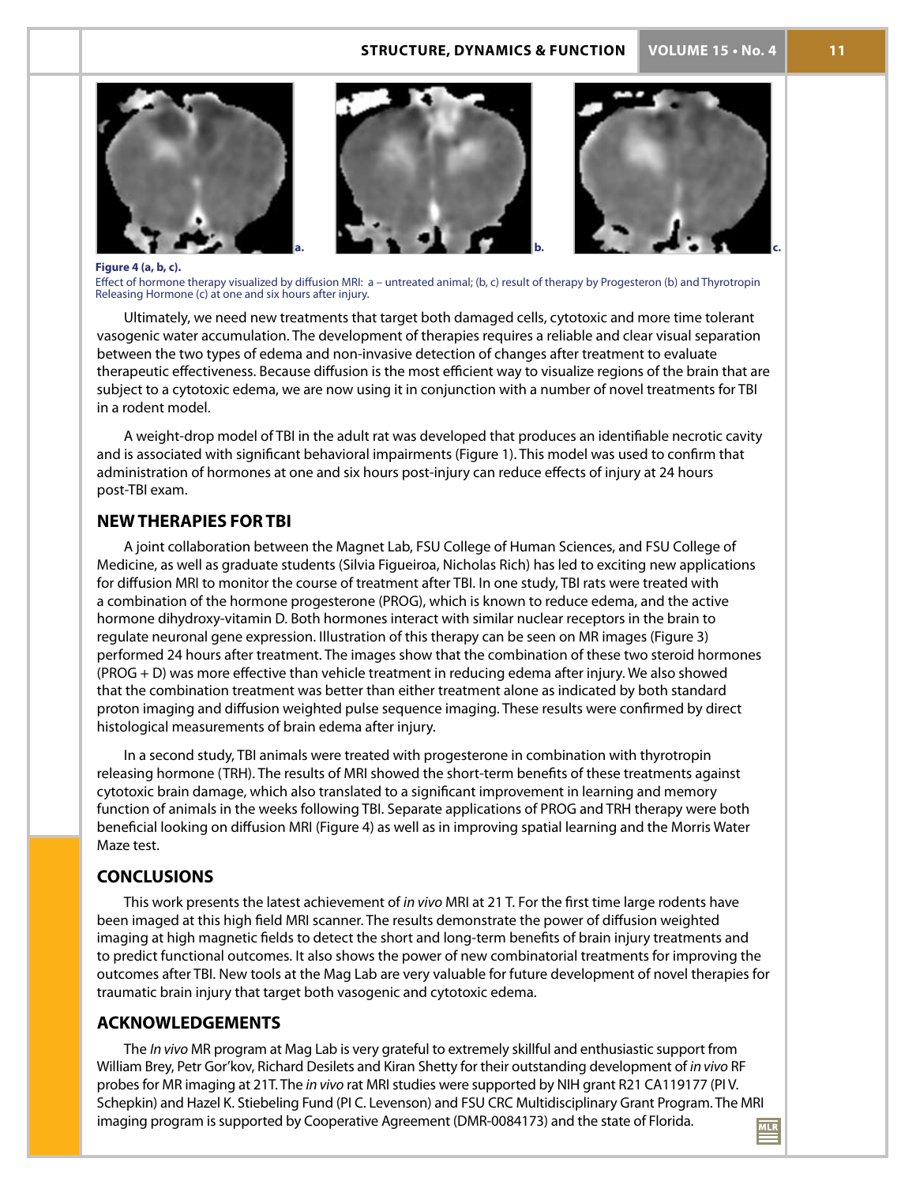**Figure 4 (a, b, c).**

Effect of hormone therapy visualized by diffusion MRI: a – untreated animal; (b, c) result of therapy by Progesteron (b) and Thyrotropin Releasing Hormone (c) at one and six hours after injury.

Ultimately, we need new treatments that target both damaged cells, cytotoxic and more time tolerant vasogenic water accumulation. The development of therapies requires a reliable and clear visual separation between the two types of edema and non-invasive detection of changes after treatment to evaluate therapeutic effectiveness. Because diffusion is the most efficient way to visualize regions of the brain that are subject to a cytotoxic edema, we are now using it in conjunction with a number of novel treatments for TBI in a rodent model.

A weight-drop model of TBI in the adult rat was developed that produces an identifiable necrotic cavity and is associated with significant behavioral impairments (Figure 1). This model was used to confirm that administration of hormones at one and six hours post-injury can reduce effects of injury at 24 hours post-TBI exam.

## NEW THERAPIES FOR TBI

A joint collaboration between the Magnet Lab, FSU College of Human Sciences, and FSU College of Medicine, as well as graduate students (Silvia Figueiroa, Nicholas Rich) has led to exciting new applications for diffusion MRI to monitor the course of treatment after TBI. In one study, TBI rats were treated with a combination of the hormone progesterone (PROG), which is known to reduce edema, and the active hormone dihydroxy-vitamin D. Both hormones interact with similar nuclear receptors in the brain to regulate neuronal gene expression. Illustration of this therapy can be seen on MR images (Figure 3) performed 24 hours after treatment. The images show that the combination of these two steroid hormones (PROG + D) was more effective than vehicle treatment in reducing edema after injury. We also showed that the combination treatment was better than either treatment alone as indicated by both standard proton imaging and diffusion weighted pulse sequence imaging. These results were confirmed by direct histological measurements of brain edema after injury.

In a second study, TBI animals were treated with progesterone in combination with thyrotropin releasing hormone (TRH). The results of MRI showed the short-term benefits of these treatments against cytotoxic brain damage, which also translated to a significant improvement in learning and memory function of animals in the weeks following TBI. Separate applications of PROG and TRH therapy were both beneficial looking on diffusion MRI (Figure 4) as well as in improving spatial learning and the Morris Water Maze test.

## CONCLUSIONS

This work presents the latest achievement of *in vivo* MRI at 21 T. For the first time large rodents have been imaged at this high field MRI scanner. The results demonstrate the power of diffusion weighted imaging at high magnetic fields to detect the short and long-term benefits of brain injury treatments and to predict functional outcomes. It also shows the power of new combinatorial treatments for improving the outcomes after TBI. New tools at the Mag Lab are very valuable for future development of novel therapies for traumatic brain injury that target both vasogenic and cytotoxic edema.

## ACKNOWLEDGEMENTS

The *In vivo* MR program at Mag Lab is very grateful to extremely skillful and enthusiastic support from William Brey, Petr Gor'kov, Richard Desilets and Kiran Shetty for their outstanding development of *in vivo* RF probes for MR imaging at 21T. The *in vivo* rat MRI studies were supported by NIH grant R21 CA119177 (PI V. Schepkin) and Hazel K. Stiebeling Fund (PI C. Levenson) and FSU CRC Multidisciplinary Grant Program. The MRI imaging program is supported by Cooperative Agreement (DMR-0084173) and the state of Florida.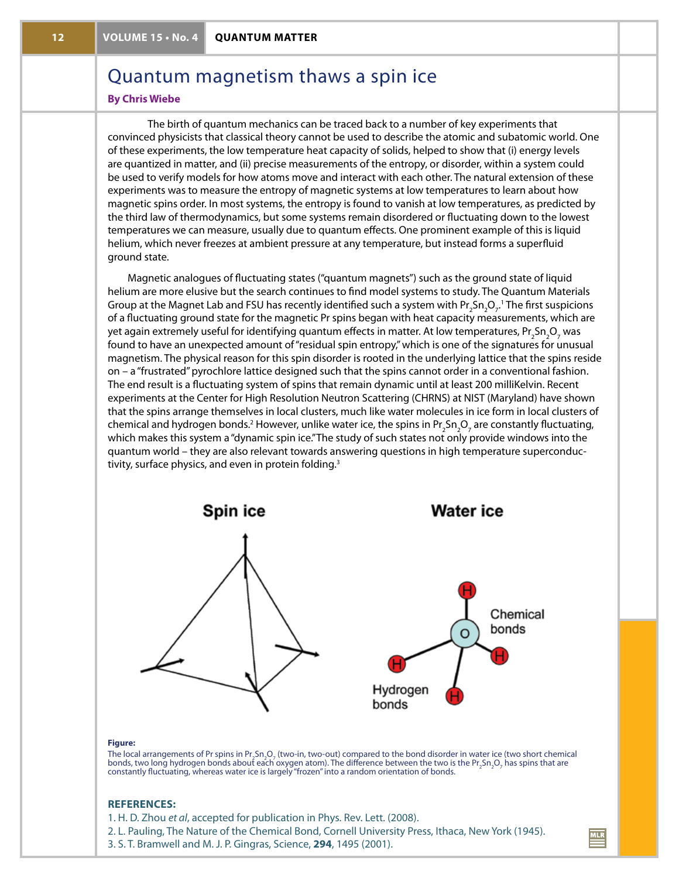# Quantum magnetism thaws a spin ice

**By Chris Wiebe**

The birth of quantum mechanics can be traced back to a number of key experiments that convinced physicists that classical theory cannot be used to describe the atomic and subatomic world. One of these experiments, the low temperature heat capacity of solids, helped to show that (i) energy levels are quantized in matter, and (ii) precise measurements of the entropy, or disorder, within a system could be used to verify models for how atoms move and interact with each other. The natural extension of these experiments was to measure the entropy of magnetic systems at low temperatures to learn about how magnetic spins order. In most systems, the entropy is found to vanish at low temperatures, as predicted by the third law of thermodynamics, but some systems remain disordered or fluctuating down to the lowest temperatures we can measure, usually due to quantum effects. One prominent example of this is liquid helium, which never freezes at ambient pressure at any temperature, but instead forms a superfluid ground state.

Magnetic analogues of fluctuating states ("quantum magnets") such as the ground state of liquid helium are more elusive but the search continues to find model systems to study. The Quantum Materials Group at the Magnet Lab and FSU has recently identified such a system with $Pr_2Sn_2O_7$.[1] The first suspicions of a fluctuating ground state for the magnetic Pr spins began with heat capacity measurements, which are yet again extremely useful for identifying quantum effects in matter. At low temperatures, $Pr_2Sn_2O_7$ was found to have an unexpected amount of "residual spin entropy," which is one of the signatures for unusual magnetism. The physical reason for this spin disorder is rooted in the underlying lattice that the spins reside on – a "frustrated" pyrochlore lattice designed such that the spins cannot order in a conventional fashion. The end result is a fluctuating system of spins that remain dynamic until at least 200 milliKelvin. Recent experiments at the Center for High Resolution Neutron Scattering (CHRNS) at NIST (Maryland) have shown that the spins arrange themselves in local clusters, much like water molecules in ice form in local clusters of chemical and hydrogen bonds.[2] However, unlike water ice, the spins in $Pr_2Sn_2O_7$ are constantly fluctuating, which makes this system a "dynamic spin ice." The study of such states not only provide windows into the quantum world – they are also relevant towards answering questions in high temperature superconductivity, surface physics, and even in protein folding.[3]

**Figure:**
The local arrangements of Pr spins in $Pr_2Sn_2O_7$ (two-in, two-out) compared to the bond disorder in water ice (two short chemical bonds, two long hydrogen bonds about each oxygen atom). The difference between the two is the $Pr_2Sn_2O_7$ has spins that are constantly fluctuating, whereas water ice is largely "frozen" into a random orientation of bonds.

## REFERENCES:

1. H. D. Zhou *et al*, accepted for publication in Phys. Rev. Lett. (2008).
2. L. Pauling, The Nature of the Chemical Bond, Cornell University Press, Ithaca, New York (1945).
3. S. T. Bramwell and M. J. P. Gingras, Science, **294**, 1495 (2001).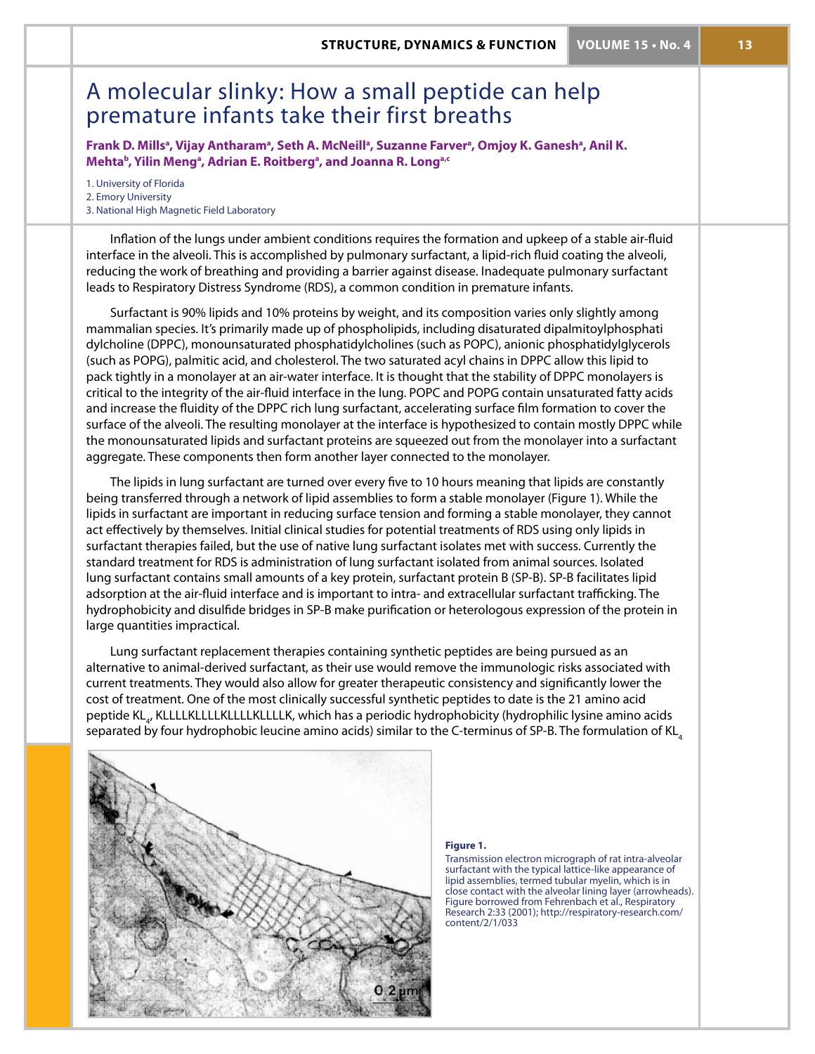# A molecular slinky: How a small peptide can help premature infants take their first breaths

**Frank D. Mills[a], Vijay Antharam[a], Seth A. McNeill[a], Suzanne Farver[a], Omjoy K. Ganesh[a], Anil K. Mehta[b], Yilin Meng[a], Adrian E. Roitberg[a], and Joanna R. Long[a,c]**

1. University of Florida
2. Emory University
3. National High Magnetic Field Laboratory

Inflation of the lungs under ambient conditions requires the formation and upkeep of a stable air-fluid interface in the alveoli. This is accomplished by pulmonary surfactant, a lipid-rich fluid coating the alveoli, reducing the work of breathing and providing a barrier against disease. Inadequate pulmonary surfactant leads to Respiratory Distress Syndrome (RDS), a common condition in premature infants.

Surfactant is 90% lipids and 10% proteins by weight, and its composition varies only slightly among mammalian species. It's primarily made up of phospholipids, including disaturated dipalmitoylphosphatidylcholine (DPPC), monounsaturated phosphatidylcholines (such as POPC), anionic phosphatidylglycerols (such as POPG), palmitic acid, and cholesterol. The two saturated acyl chains in DPPC allow this lipid to pack tightly in a monolayer at an air-water interface. It is thought that the stability of DPPC monolayers is critical to the integrity of the air-fluid interface in the lung. POPC and POPG contain unsaturated fatty acids and increase the fluidity of the DPPC rich lung surfactant, accelerating surface film formation to cover the surface of the alveoli. The resulting monolayer at the interface is hypothesized to contain mostly DPPC while the monounsaturated lipids and surfactant proteins are squeezed out from the monolayer into a surfactant aggregate. These components then form another layer connected to the monolayer.

The lipids in lung surfactant are turned over every five to 10 hours meaning that lipids are constantly being transferred through a network of lipid assemblies to form a stable monolayer (Figure 1). While the lipids in surfactant are important in reducing surface tension and forming a stable monolayer, they cannot act effectively by themselves. Initial clinical studies for potential treatments of RDS using only lipids in surfactant therapies failed, but the use of native lung surfactant isolates met with success. Currently the standard treatment for RDS is administration of lung surfactant isolated from animal sources. Isolated lung surfactant contains small amounts of a key protein, surfactant protein B (SP-B). SP-B facilitates lipid adsorption at the air-fluid interface and is important to intra- and extracellular surfactant trafficking. The hydrophobicity and disulfide bridges in SP-B make purification or heterologous expression of the protein in large quantities impractical.

Lung surfactant replacement therapies containing synthetic peptides are being pursued as an alternative to animal-derived surfactant, as their use would remove the immunologic risks associated with current treatments. They would also allow for greater therapeutic consistency and significantly lower the cost of treatment. One of the most clinically successful synthetic peptides to date is the 21 amino acid peptide $KL_4$, KLLLLKLLLLKLLLLKLLLLK, which has a periodic hydrophobicity (hydrophilic lysine amino acids separated by four hydrophobic leucine amino acids) similar to the C-terminus of SP-B. The formulation of $KL_4$

**Figure 1.**
Transmission electron micrograph of rat intra-alveolar surfactant with the typical lattice-like appearance of lipid assemblies, termed tubular myelin, which is in close contact with the alveolar lining layer (arrowheads). Figure borrowed from Fehrenbach et al., Respiratory Research 2:33 (2001); http://respiratory-research.com/content/2/1/033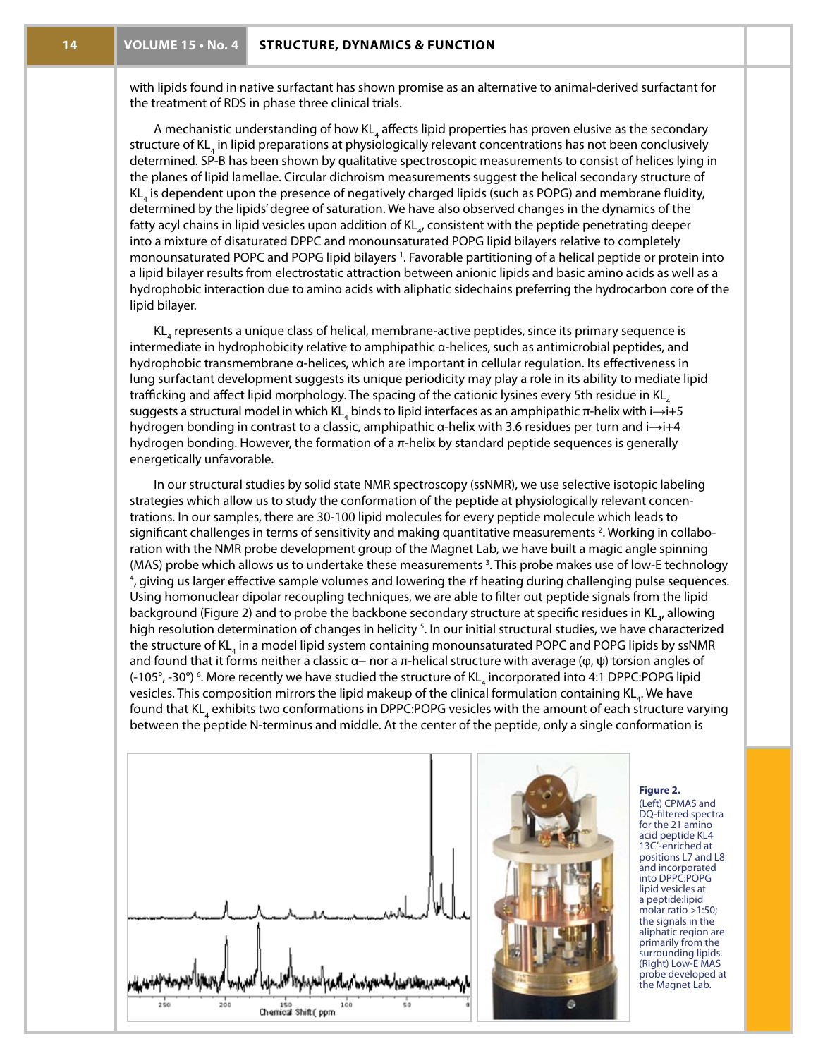with lipids found in native surfactant has shown promise as an alternative to animal-derived surfactant for the treatment of RDS in phase three clinical trials.

A mechanistic understanding of how $KL_4$ affects lipid properties has proven elusive as the secondary structure of $KL_4$ in lipid preparations at physiologically relevant concentrations has not been conclusively determined. SP-B has been shown by qualitative spectroscopic measurements to consist of helices lying in the planes of lipid lamellae. Circular dichroism measurements suggest the helical secondary structure of $KL_4$ is dependent upon the presence of negatively charged lipids (such as POPG) and membrane fluidity, determined by the lipids' degree of saturation. We have also observed changes in the dynamics of the fatty acyl chains in lipid vesicles upon addition of $KL_4$, consistent with the peptide penetrating deeper into a mixture of disaturated DPPC and monounsaturated POPG lipid bilayers relative to completely monounsaturated POPC and POPG lipid bilayers [1]. Favorable partitioning of a helical peptide or protein into a lipid bilayer results from electrostatic attraction between anionic lipids and basic amino acids as well as a hydrophobic interaction due to amino acids with aliphatic sidechains preferring the hydrocarbon core of the lipid bilayer.

$KL_4$ represents a unique class of helical, membrane-active peptides, since its primary sequence is intermediate in hydrophobicity relative to amphipathic α-helices, such as antimicrobial peptides, and hydrophobic transmembrane α-helices, which are important in cellular regulation. Its effectiveness in lung surfactant development suggests its unique periodicity may play a role in its ability to mediate lipid trafficking and affect lipid morphology. The spacing of the cationic lysines every 5th residue in $KL_4$ suggests a structural model in which $KL_4$ binds to lipid interfaces as an amphipathic π-helix with $i \rightarrow i+5$ hydrogen bonding in contrast to a classic, amphipathic α-helix with 3.6 residues per turn and $i \rightarrow i+4$ hydrogen bonding. However, the formation of a π-helix by standard peptide sequences is generally energetically unfavorable.

In our structural studies by solid state NMR spectroscopy (ssNMR), we use selective isotopic labeling strategies which allow us to study the conformation of the peptide at physiologically relevant concentrations. In our samples, there are 30-100 lipid molecules for every peptide molecule which leads to significant challenges in terms of sensitivity and making quantitative measurements [2]. Working in collaboration with the NMR probe development group of the Magnet Lab, we have built a magic angle spinning (MAS) probe which allows us to undertake these measurements [3]. This probe makes use of low-E technology [4], giving us larger effective sample volumes and lowering the rf heating during challenging pulse sequences. Using homonuclear dipolar recoupling techniques, we are able to filter out peptide signals from the lipid background (Figure 2) and to probe the backbone secondary structure at specific residues in $KL_4$, allowing high resolution determination of changes in helicity [5]. In our initial structural studies, we have characterized the structure of $KL_4$ in a model lipid system containing monounsaturated POPC and POPG lipids by ssNMR and found that it forms neither a classic α– nor a π-helical structure with average (φ, ψ) torsion angles of (-105°, -30°) [6]. More recently we have studied the structure of $KL_4$ incorporated into 4:1 DPPC:POPG lipid vesicles. This composition mirrors the lipid makeup of the clinical formulation containing $KL_4$. We have found that $KL_4$ exhibits two conformations in DPPC:POPG vesicles with the amount of each structure varying between the peptide N-terminus and middle. At the center of the peptide, only a single conformation is

**Figure 2.** (Left) CPMAS and DQ-filtered spectra for the 21 amino acid peptide KL4 13C'-enriched at positions L7 and L8 and incorporated into DPPC:POPG lipid vesicles at a peptide:lipid molar ratio >1:50; the signals in the aliphatic region are primarily from the surrounding lipids. (Right) Low-E MAS probe developed at the Magnet Lab.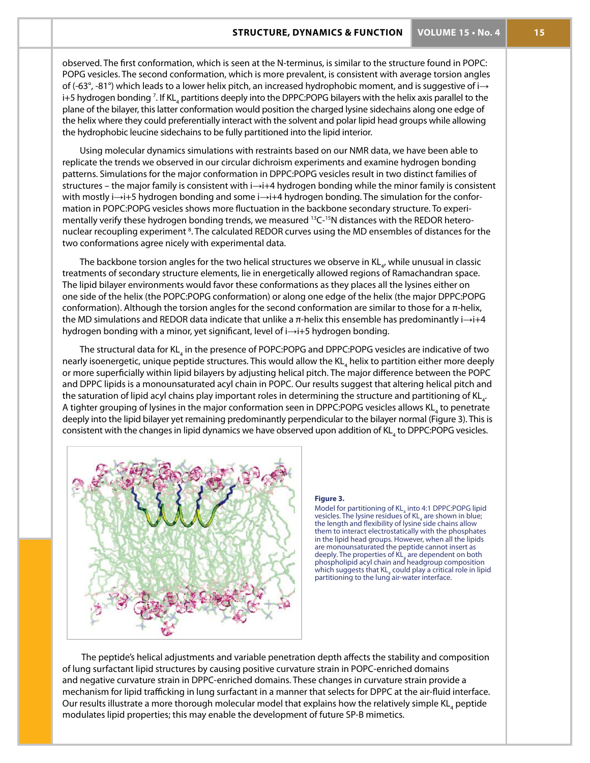observed. The first conformation, which is seen at the N-terminus, is similar to the structure found in POPC: POPG vesicles. The second conformation, which is more prevalent, is consistent with average torsion angles of (-63°, -81°) which leads to a lower helix pitch, an increased hydrophobic moment, and is suggestive of i→ i+5 hydrogen bonding [7]. If $KL_4$ partitions deeply into the DPPC:POPG bilayers with the helix axis parallel to the plane of the bilayer, this latter conformation would position the charged lysine sidechains along one edge of the helix where they could preferentially interact with the solvent and polar lipid head groups while allowing the hydrophobic leucine sidechains to be fully partitioned into the lipid interior.

Using molecular dynamics simulations with restraints based on our NMR data, we have been able to replicate the trends we observed in our circular dichroism experiments and examine hydrogen bonding patterns. Simulations for the major conformation in DPPC:POPG vesicles result in two distinct families of structures – the major family is consistent with i→i+4 hydrogen bonding while the minor family is consistent with mostly i→i+5 hydrogen bonding and some i→i+4 hydrogen bonding. The simulation for the conformation in POPC:POPG vesicles shows more fluctuation in the backbone secondary structure. To experimentally verify these hydrogen bonding trends, we measured $^{13}C$-$^{15}N$ distances with the REDOR heteronuclear recoupling experiment [8]. The calculated REDOR curves using the MD ensembles of distances for the two conformations agree nicely with experimental data.

The backbone torsion angles for the two helical structures we observe in $KL_4$, while unusual in classic treatments of secondary structure elements, lie in energetically allowed regions of Ramachandran space. The lipid bilayer environments would favor these conformations as they places all the lysines either on one side of the helix (the POPC:POPG conformation) or along one edge of the helix (the major DPPC:POPG conformation). Although the torsion angles for the second conformation are similar to those for a π-helix, the MD simulations and REDOR data indicate that unlike a π-helix this ensemble has predominantly i→i+4 hydrogen bonding with a minor, yet significant, level of i→i+5 hydrogen bonding.

The structural data for $KL_4$ in the presence of POPC:POPG and DPPC:POPG vesicles are indicative of two nearly isoenergetic, unique peptide structures. This would allow the $KL_4$ helix to partition either more deeply or more superficially within lipid bilayers by adjusting helical pitch. The major difference between the POPC and DPPC lipids is a monounsaturated acyl chain in POPC. Our results suggest that altering helical pitch and the saturation of lipid acyl chains play important roles in determining the structure and partitioning of $KL_4$. A tighter grouping of lysines in the major conformation seen in DPPC:POPG vesicles allows $KL_4$ to penetrate deeply into the lipid bilayer yet remaining predominantly perpendicular to the bilayer normal (Figure 3). This is consistent with the changes in lipid dynamics we have observed upon addition of $KL_4$ to DPPC:POPG vesicles.

**Figure 3.**
Model for partitioning of $KL_4$ into 4:1 DPPC:POPG lipid vesicles. The lysine residues of $KL_4$ are shown in blue; the length and flexibility of lysine side chains allow them to interact electrostatically with the phosphates in the lipid head groups. However, when all the lipids are monounsaturated the peptide cannot insert as deeply. The properties of $KL_4$ are dependent on both phospholipid acyl chain and headgroup composition which suggests that $KL_4$ could play a critical role in lipid partitioning to the lung air-water interface.

The peptide's helical adjustments and variable penetration depth affects the stability and composition of lung surfactant lipid structures by causing positive curvature strain in POPC-enriched domains and negative curvature strain in DPPC-enriched domains. These changes in curvature strain provide a mechanism for lipid trafficking in lung surfactant in a manner that selects for DPPC at the air-fluid interface. Our results illustrate a more thorough molecular model that explains how the relatively simple $KL_4$ peptide modulates lipid properties; this may enable the development of future SP-B mimetics.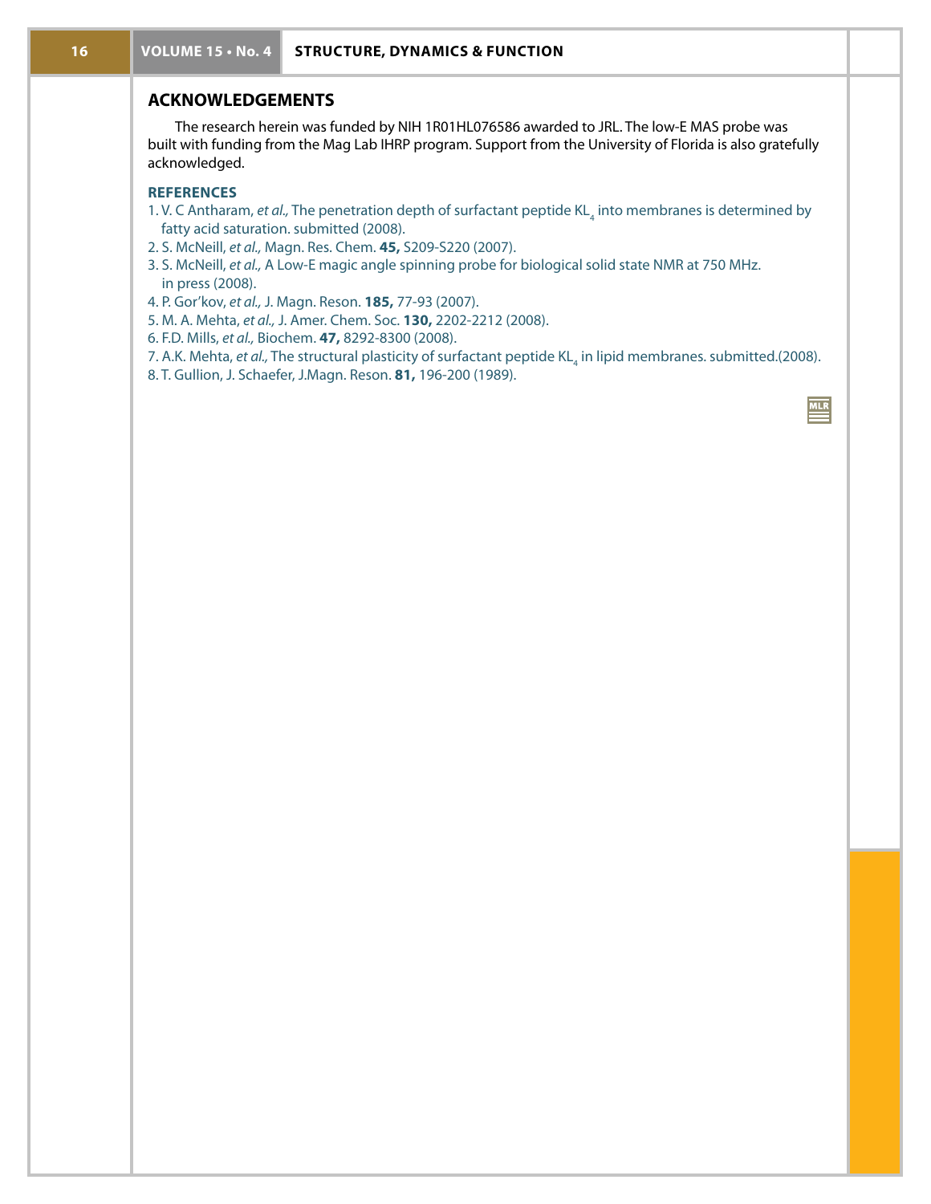## ACKNOWLEDGEMENTS

The research herein was funded by NIH 1R01HL076586 awarded to JRL. The low-E MAS probe was built with funding from the Mag Lab IHRP program. Support from the University of Florida is also gratefully acknowledged.

### REFERENCES

1. V. C Antharam, *et al.,* The penetration depth of surfactant peptide $KL_4$ into membranes is determined by fatty acid saturation. submitted (2008).
2. S. McNeill, *et al.,* Magn. Res. Chem. **45,** S209-S220 (2007).
3. S. McNeill, *et al.,* A Low-E magic angle spinning probe for biological solid state NMR at 750 MHz. in press (2008).
4. P. Gor'kov, *et al.,* J. Magn. Reson. **185,** 77-93 (2007).
5. M. A. Mehta, *et al.,* J. Amer. Chem. Soc. **130,** 2202-2212 (2008).
6. F.D. Mills, *et al.,* Biochem. **47,** 8292-8300 (2008).
7. A.K. Mehta, *et al.,* The structural plasticity of surfactant peptide $KL_4$ in lipid membranes. submitted.(2008).
8. T. Gullion, J. Schaefer, J.Magn. Reson. **81,** 196-200 (1989).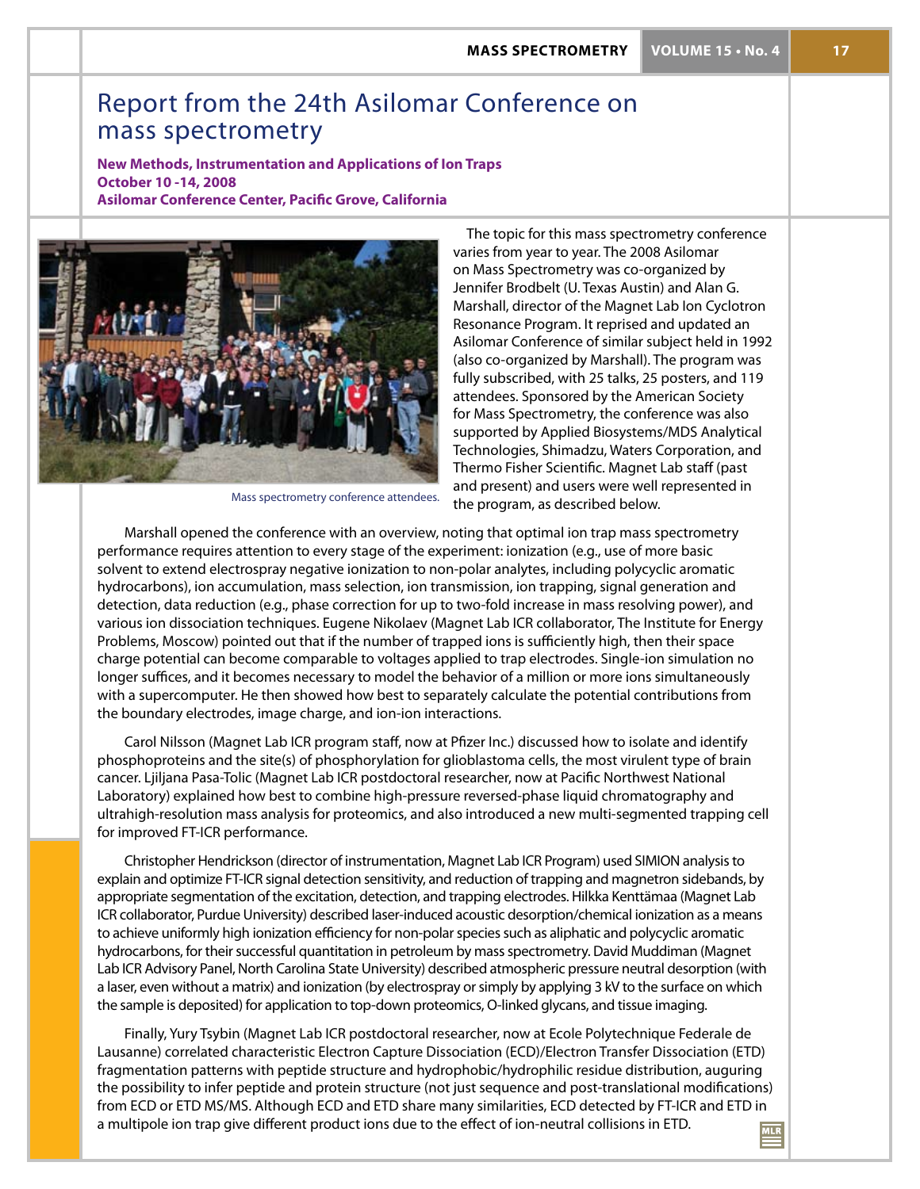# Report from the 24th Asilomar Conference on mass spectrometry

**New Methods, Instrumentation and Applications of Ion Traps**
**October 10 -14, 2008**
**Asilomar Conference Center, Pacific Grove, California**

Mass spectrometry conference attendees.

The topic for this mass spectrometry conference varies from year to year. The 2008 Asilomar on Mass Spectrometry was co-organized by Jennifer Brodbelt (U. Texas Austin) and Alan G. Marshall, director of the Magnet Lab Ion Cyclotron Resonance Program. It reprised and updated an Asilomar Conference of similar subject held in 1992 (also co-organized by Marshall). The program was fully subscribed, with 25 talks, 25 posters, and 119 attendees. Sponsored by the American Society for Mass Spectrometry, the conference was also supported by Applied Biosystems/MDS Analytical Technologies, Shimadzu, Waters Corporation, and Thermo Fisher Scientific. Magnet Lab staff (past and present) and users were well represented in the program, as described below.

Marshall opened the conference with an overview, noting that optimal ion trap mass spectrometry performance requires attention to every stage of the experiment: ionization (e.g., use of more basic solvent to extend electrospray negative ionization to non-polar analytes, including polycyclic aromatic hydrocarbons), ion accumulation, mass selection, ion transmission, ion trapping, signal generation and detection, data reduction (e.g., phase correction for up to two-fold increase in mass resolving power), and various ion dissociation techniques. Eugene Nikolaev (Magnet Lab ICR collaborator, The Institute for Energy Problems, Moscow) pointed out that if the number of trapped ions is sufficiently high, then their space charge potential can become comparable to voltages applied to trap electrodes. Single-ion simulation no longer suffices, and it becomes necessary to model the behavior of a million or more ions simultaneously with a supercomputer. He then showed how best to separately calculate the potential contributions from the boundary electrodes, image charge, and ion-ion interactions.

Carol Nilsson (Magnet Lab ICR program staff, now at Pfizer Inc.) discussed how to isolate and identify phosphoproteins and the site(s) of phosphorylation for glioblastoma cells, the most virulent type of brain cancer. Ljiljana Pasa-Tolic (Magnet Lab ICR postdoctoral researcher, now at Pacific Northwest National Laboratory) explained how best to combine high-pressure reversed-phase liquid chromatography and ultrahigh-resolution mass analysis for proteomics, and also introduced a new multi-segmented trapping cell for improved FT-ICR performance.

Christopher Hendrickson (director of instrumentation, Magnet Lab ICR Program) used SIMION analysis to explain and optimize FT-ICR signal detection sensitivity, and reduction of trapping and magnetron sidebands, by appropriate segmentation of the excitation, detection, and trapping electrodes. Hilkka Kenttämaa (Magnet Lab ICR collaborator, Purdue University) described laser-induced acoustic desorption/chemical ionization as a means to achieve uniformly high ionization efficiency for non-polar species such as aliphatic and polycyclic aromatic hydrocarbons, for their successful quantitation in petroleum by mass spectrometry. David Muddiman (Magnet Lab ICR Advisory Panel, North Carolina State University) described atmospheric pressure neutral desorption (with a laser, even without a matrix) and ionization (by electrospray or simply by applying 3 kV to the surface on which the sample is deposited) for application to top-down proteomics, O-linked glycans, and tissue imaging.

Finally, Yury Tsybin (Magnet Lab ICR postdoctoral researcher, now at Ecole Polytechnique Federale de Lausanne) correlated characteristic Electron Capture Dissociation (ECD)/Electron Transfer Dissociation (ETD) fragmentation patterns with peptide structure and hydrophobic/hydrophilic residue distribution, auguring the possibility to infer peptide and protein structure (not just sequence and post-translational modifications) from ECD or ETD MS/MS. Although ECD and ETD share many similarities, ECD detected by FT-ICR and ETD in a multipole ion trap give different product ions due to the effect of ion-neutral collisions in ETD.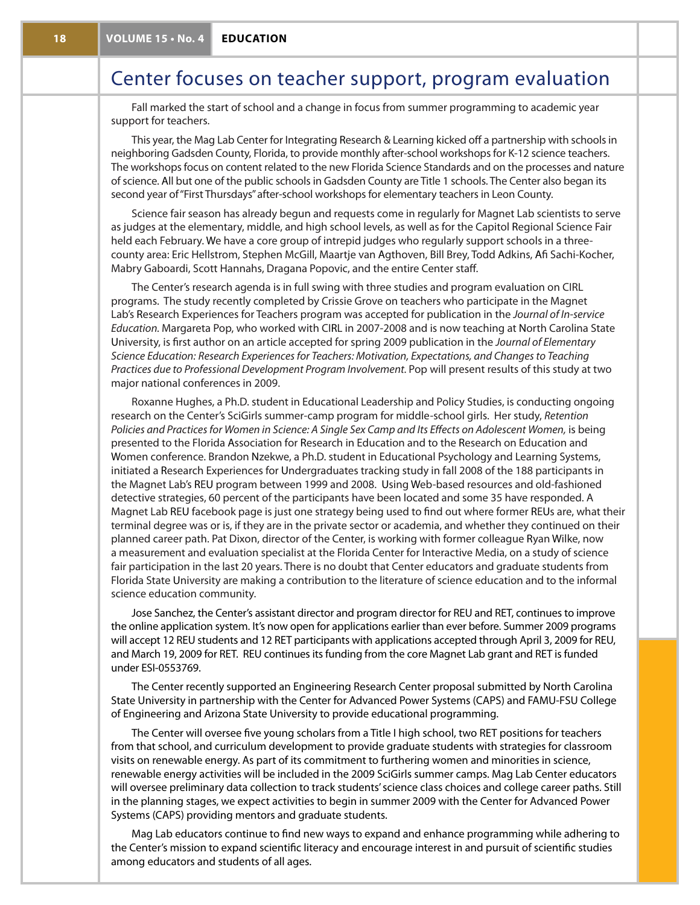# Center focuses on teacher support, program evaluation

Fall marked the start of school and a change in focus from summer programming to academic year support for teachers.

This year, the Mag Lab Center for Integrating Research & Learning kicked off a partnership with schools in neighboring Gadsden County, Florida, to provide monthly after-school workshops for K-12 science teachers. The workshops focus on content related to the new Florida Science Standards and on the processes and nature of science. All but one of the public schools in Gadsden County are Title 1 schools. The Center also began its second year of "First Thursdays" after-school workshops for elementary teachers in Leon County.

Science fair season has already begun and requests come in regularly for Magnet Lab scientists to serve as judges at the elementary, middle, and high school levels, as well as for the Capitol Regional Science Fair held each February. We have a core group of intrepid judges who regularly support schools in a three-county area: Eric Hellstrom, Stephen McGill, Maartje van Agthoven, Bill Brey, Todd Adkins, Afi Sachi-Kocher, Mabry Gaboardi, Scott Hannahs, Dragana Popovic, and the entire Center staff.

The Center's research agenda is in full swing with three studies and program evaluation on CIRL programs. The study recently completed by Crissie Grove on teachers who participate in the Magnet Lab's Research Experiences for Teachers program was accepted for publication in the *Journal of In-service Education*. Margareta Pop, who worked with CIRL in 2007-2008 and is now teaching at North Carolina State University, is first author on an article accepted for spring 2009 publication in the *Journal of Elementary Science Education: Research Experiences for Teachers: Motivation, Expectations, and Changes to Teaching Practices due to Professional Development Program Involvement.* Pop will present results of this study at two major national conferences in 2009.

Roxanne Hughes, a Ph.D. student in Educational Leadership and Policy Studies, is conducting ongoing research on the Center's SciGirls summer-camp program for middle-school girls. Her study, *Retention Policies and Practices for Women in Science: A Single Sex Camp and Its Effects on Adolescent Women,* is being presented to the Florida Association for Research in Education and to the Research on Education and Women conference. Brandon Nzekwe, a Ph.D. student in Educational Psychology and Learning Systems, initiated a Research Experiences for Undergraduates tracking study in fall 2008 of the 188 participants in the Magnet Lab's REU program between 1999 and 2008. Using Web-based resources and old-fashioned detective strategies, 60 percent of the participants have been located and some 35 have responded. A Magnet Lab REU facebook page is just one strategy being used to find out where former REUs are, what their terminal degree was or is, if they are in the private sector or academia, and whether they continued on their planned career path. Pat Dixon, director of the Center, is working with former colleague Ryan Wilke, now a measurement and evaluation specialist at the Florida Center for Interactive Media, on a study of science fair participation in the last 20 years. There is no doubt that Center educators and graduate students from Florida State University are making a contribution to the literature of science education and to the informal science education community.

Jose Sanchez, the Center's assistant director and program director for REU and RET, continues to improve the online application system. It's now open for applications earlier than ever before. Summer 2009 programs will accept 12 REU students and 12 RET participants with applications accepted through April 3, 2009 for REU, and March 19, 2009 for RET. REU continues its funding from the core Magnet Lab grant and RET is funded under ESI-0553769.

The Center recently supported an Engineering Research Center proposal submitted by North Carolina State University in partnership with the Center for Advanced Power Systems (CAPS) and FAMU-FSU College of Engineering and Arizona State University to provide educational programming.

The Center will oversee five young scholars from a Title I high school, two RET positions for teachers from that school, and curriculum development to provide graduate students with strategies for classroom visits on renewable energy. As part of its commitment to furthering women and minorities in science, renewable energy activities will be included in the 2009 SciGirls summer camps. Mag Lab Center educators will oversee preliminary data collection to track students' science class choices and college career paths. Still in the planning stages, we expect activities to begin in summer 2009 with the Center for Advanced Power Systems (CAPS) providing mentors and graduate students.

Mag Lab educators continue to find new ways to expand and enhance programming while adhering to the Center's mission to expand scientific literacy and encourage interest in and pursuit of scientific studies among educators and students of all ages.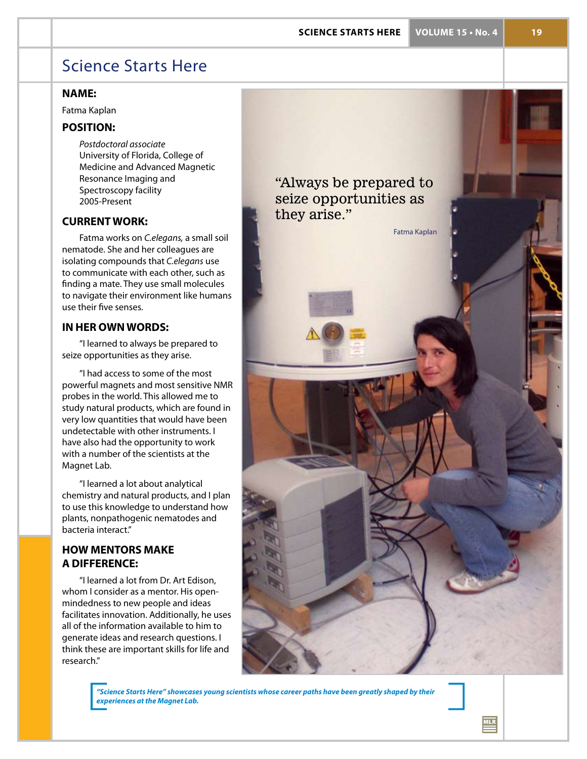# Science Starts Here

## NAME:

Fatma Kaplan

## POSITION:

*Postdoctoral associate*
University of Florida, College of Medicine and Advanced Magnetic Resonance Imaging and Spectroscopy facility
2005-Present

## CURRENT WORK:

Fatma works on *C.elegans,* a small soil nematode. She and her colleagues are isolating compounds that *C.elegans* use to communicate with each other, such as finding a mate. They use small molecules to navigate their environment like humans use their five senses.

## IN HER OWN WORDS:

"I learned to always be prepared to seize opportunities as they arise.

"I had access to some of the most powerful magnets and most sensitive NMR probes in the world. This allowed me to study natural products, which are found in very low quantities that would have been undetectable with other instruments. I have also had the opportunity to work with a number of the scientists at the Magnet Lab.

"I learned a lot about analytical chemistry and natural products, and I plan to use this knowledge to understand how plants, nonpathogenic nematodes and bacteria interact."

## HOW MENTORS MAKE A DIFFERENCE:

"I learned a lot from Dr. Art Edison, whom I consider as a mentor. His open-mindedness to new people and ideas facilitates innovation. Additionally, he uses all of the information available to him to generate ideas and research questions. I think these are important skills for life and research."

"Always be prepared to seize opportunities as they arise."

Fatma Kaplan

***"Science Starts Here" showcases young scientists whose career paths have been greatly shaped by their experiences at the Magnet Lab.***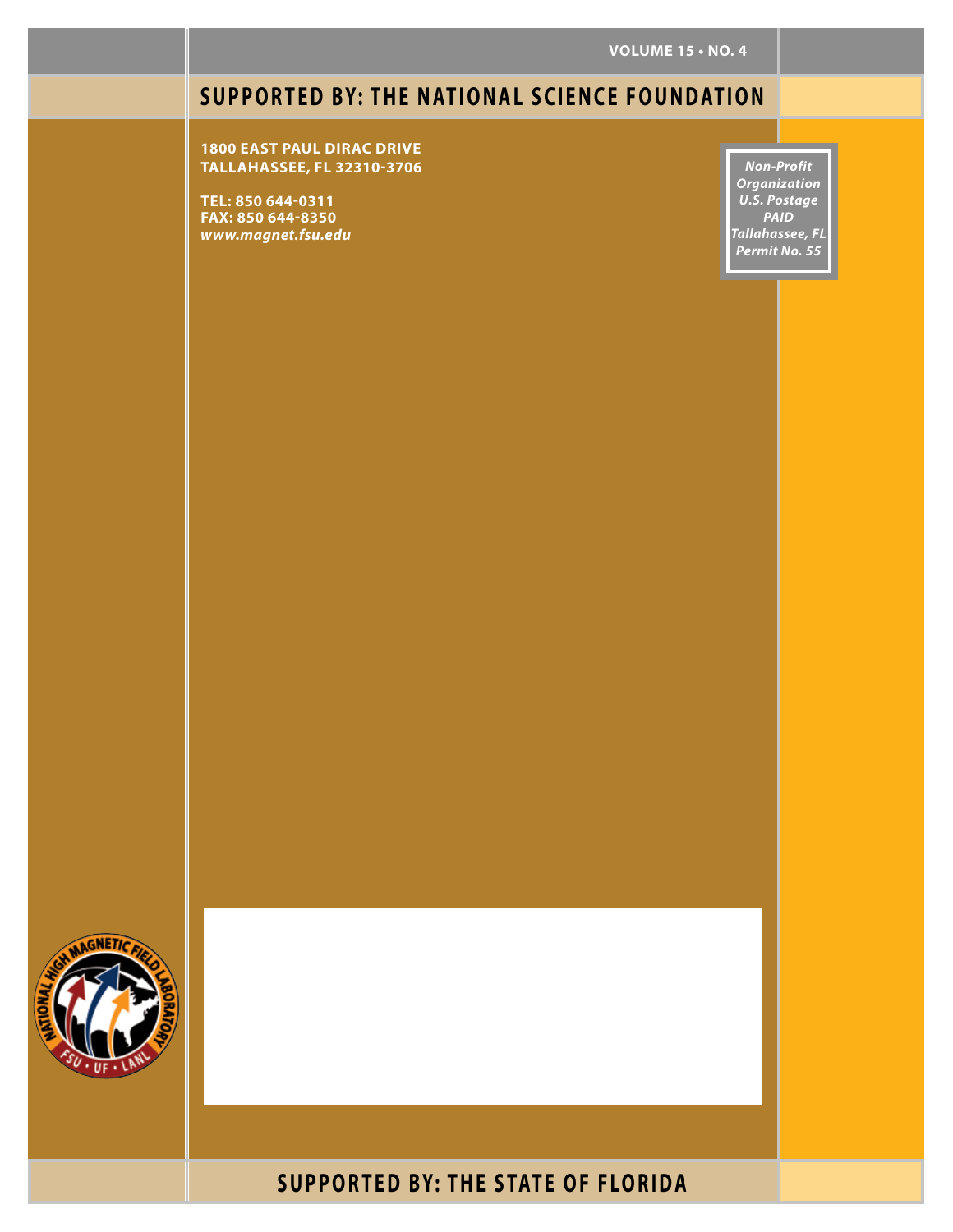**SUPPORTED BY: THE NATIONAL SCIENCE FOUNDATION**

**1800 EAST PAUL DIRAC DRIVE**
**TALLAHASSEE, FL 32310-3706**

**TEL: 850 644-0311**
**FAX: 850 644-8350**
***www.magnet.fsu.edu***

*Non-Profit Organization*
*U.S. Postage*
*PAID*
*Tallahassee, FL*
*Permit No. 55*

**SUPPORTED BY: THE STATE OF FLORIDA**